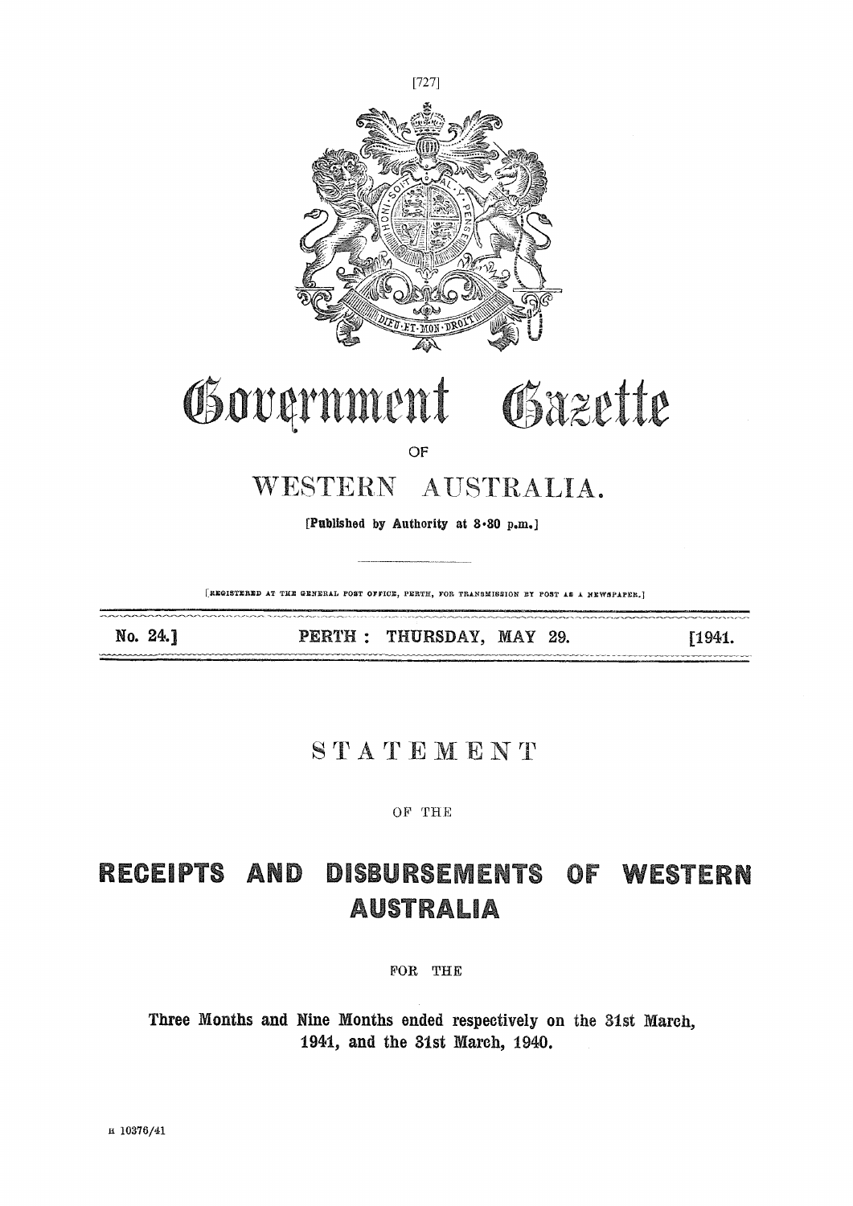# Government Gazette

OF

## WESTERN AUSTRALIA.

[Published by Authority at 3·30 p.m.]

[REGISTERED AT THE GENERAL POST OFFICE, PERTH, FOR TRANSMISSION BY POST AS A NEWSPAPER.]

No. 24.] PERTH: THURSDAY, MAY 29. [1941.

## STATEMENT

OF THE

# RECEIPTS AND DISBURSEMENTS OF WESTERN AUSTRALIA

FOR THE

**Three Months and Nine Months ended respectively on the 31st March, 1941, and the 31st March, 1940.**

H 10376/41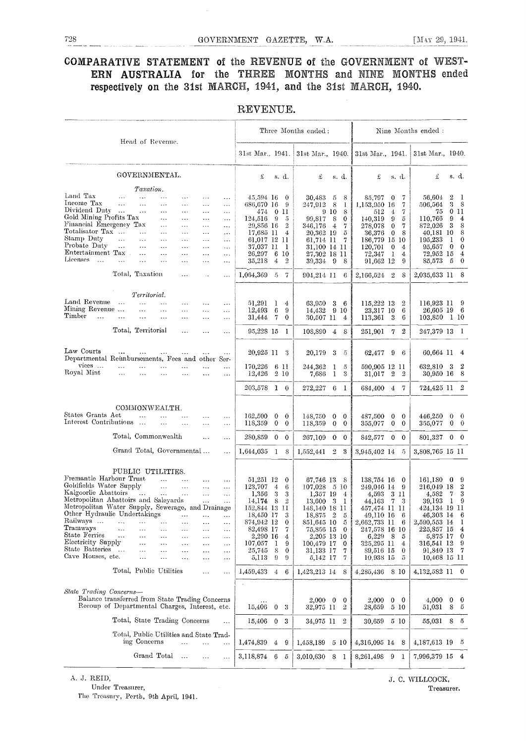# COMPARATIVE STATEMENT of the REVENUE of the GOVERNMENT of WESTERN AUSTRALIA for the THREE MONTHS and NINE MONTHS ended respectively on the 31st MARCH, 1941, and the 31st MARCH, 1940.

## REVENUE.

| Head of Revenue. | Three Months ended: | | Nine Months ended: | |
|---|---|---|---|---|
| | 31st Mar., 1941. | 31st Mar., 1940. | 31st Mar., 1941. | 31st Mar., 1940. |
| GOVERNMENTAL. | £ s. d. | £ s. d. | £ s. d. | £ s. d. |
| *Taxation.* | | | | |
| Land Tax | 45,594 16 0 | 30,483 5 8 | 85,797 0 7 | 56,604 2 1 |
| Income Tax | 686,670 16 9 | 247,912 8 1 | 1,153,950 16 7 | 506,564 3 8 |
| Dividend Duty | 474 0 11 | 9 10 8 | 512 4 7 | 75 0 11 |
| Gold Mining Profits Tax | 124,516 9 5 | 99,817 8 0 | 140,319 9 5 | 110,766 9 4 |
| Financial Emergency Tax | 29,856 16 2 | 346,176 4 7 | 278,078 0 7 | 872,026 3 8 |
| Totalisator Tax | 17,685 11 4 | 20,362 19 5 | 36,376 0 8 | 40,181 10 8 |
| Stamp Duty | 61,017 12 11 | 61,714 11 7 | 186,779 15 10 | 195,233 1 0 |
| Probate Duty | 37,037 11 1 | 31,100 14 11 | 120,701 0 4 | 95,657 0 0 |
| Entertainment Tax | 26,297 6 10 | 27,302 18 11 | 72,347 1 4 | 72,952 15 4 |
| Licenses | 35,218 4 2 | 39,334 9 8 | 91,662 12 9 | 85,573 5 0 |
| Total, Taxation | 1,064,369 5 7 | 904,214 11 6 | 2,166,524 2 8 | 2,035,633 11 8 |
| *Territorial.* | | | | |
| Land Revenue | 51,291 1 4 | 63,950 3 6 | 115,222 13 2 | 116,923 11 9 |
| Mining Revenue | 12,493 6 9 | 14,432 9 10 | 23,317 10 6 | 26,605 19 6 |
| Timber | 31,444 7 0 | 30,507 11 4 | 113,361 3 6 | 103,850 1 10 |
| Total, Territorial | 95,228 15 1 | 108,890 4 8 | 251,901 7 2 | 247,379 13 1 |
| Law Courts | 20,925 11 3 | 20,179 3 5 | 62,477 9 6 | 60,664 11 4 |
| Departmental Reimbursements, Fees and other Services | 170,226 6 11 | 244,362 1 5 | 590,905 12 11 | 632,810 3 2 |
| Royal Mint | 12,426 2 10 | 7,686 1 3 | 31,017 2 2 | 30,950 16 8 |
| | 203,578 1 0 | 272,227 6 1 | 684,400 4 7 | 724,425 11 2 |
| COMMONWEALTH. | | | | |
| States Grants Act | 162,500 0 0 | 148,750 0 0 | 487,500 0 0 | 446,250 0 0 |
| Interest Contributions | 118,359 0 0 | 118,359 0 0 | 355,077 0 0 | 355,077 0 0 |
| Total, Commonwealth | 280,859 0 0 | 267,109 0 0 | 842,577 0 0 | 801,327 0 0 |
| Grand Total, Governmental | 1,644,035 1 8 | 1,552,441 2 3 | 3,945,402 14 5 | 3,808,765 15 11 |
| PUBLIC UTILITIES. | | | | |
| Fremantle Harbour Trust | 51,251 12 0 | 67,746 13 8 | 138,754 16 0 | 161,180 0 9 |
| Goldfields Water Supply | 123,707 4 6 | 107,028 5 10 | 249,046 14 9 | 216,049 18 2 |
| Kalgoorlie Abattoirs | 1,356 3 3 | 1,357 19 4 | 4,593 3 11 | 4,582 7 3 |
| Metropolitan Abattoirs and Saleyards | 14,174 8 2 | 13,600 3 1 | 44,163 7 3 | 39,193 1 9 |
| Metropolitan Water Supply, Sewerage, and Drainage | 152,844 13 11 | 148,140 18 11 | 457,474 11 11 | 424,134 19 11 |
| Other Hydraulic Undertakings | 18,450 17 3 | 18,875 2 5 | 49,110 16 6 | 46,303 14 6 |
| Railways | 874,942 12 0 | 851,645 10 5 | 2,662,733 11 6 | 2,590,553 14 1 |
| Tramways | 82,498 17 7 | 75,856 15 0 | 247,578 16 10 | 225,857 15 4 |
| State Ferries | 2,290 16 4 | 2,205 13 10 | 6,229 8 5 | 5,875 17 0 |
| Electricity Supply | 107,057 1 9 | 100,479 17 0 | 325,295 11 4 | 316,541 12 9 |
| State Batteries | 25,745 8 0 | 31,133 17 7 | 89,516 15 0 | 91,840 13 7 |
| Cave Houses, etc. | 5,113 9 9 | 5,142 17 7 | 10,938 15 5 | 10,468 15 11 |
| Total, Public Utilities | 1,459,433 4 6 | 1,423,213 14 8 | 4,285,436 8 10 | 4,132,582 11 0 |
| *State Trading Concerns*— | | | | |
| Balance transferred from State Trading Concerns | ... | 2,000 0 0 | 2,000 0 0 | 4,000 0 0 |
| Recoup of Departmental Charges, Interest, etc. | 15,406 0 3 | 32,975 11 2 | 28,659 5 10 | 51,031 8 5 |
| Total, State Trading Concerns | 15,406 0 3 | 34,975 11 2 | 30,659 5 10 | 55,031 8 5 |
| Total, Public Utilities and State Trading Concerns | 1,474,839 4 9 | 1,458,189 5 10 | 4,316,095 14 8 | 4,187,613 19 5 |
| Grand Total | 3,118,874 6 5 | 3,010,630 8 1 | 8,261,498 9 1 | 7,996,379 15 4 |

A. J. REID,
Under Treasurer,
The Treasury, Perth, 9th April, 1941.

J. C. WILLCOCK,
Treasurer.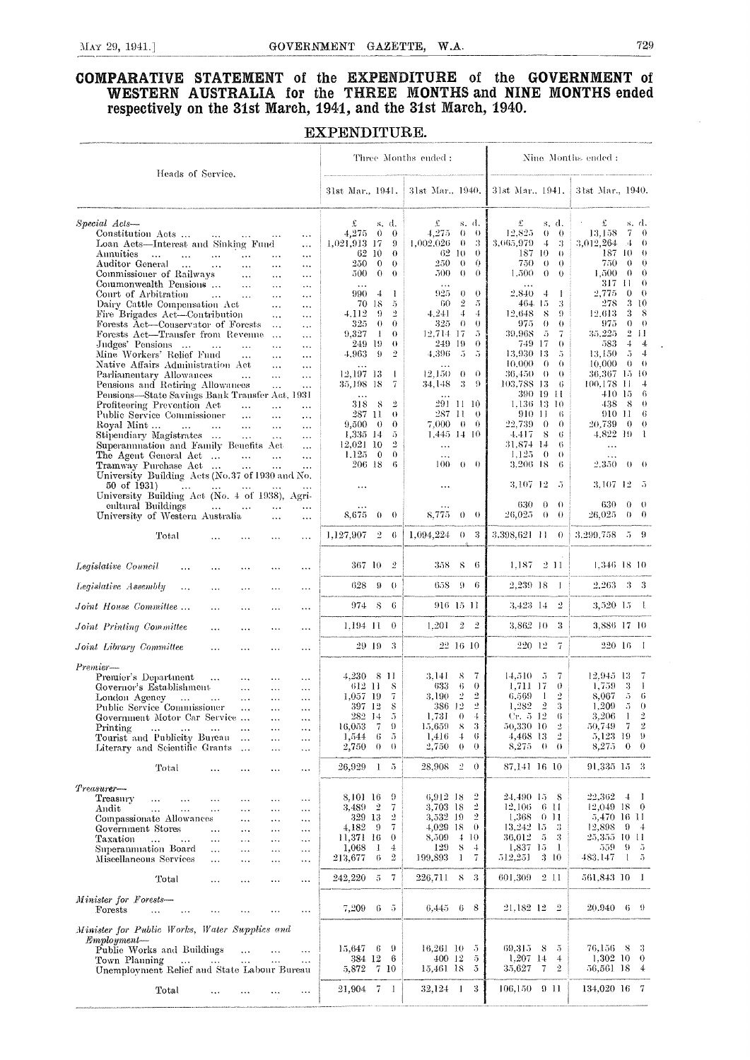# COMPARATIVE STATEMENT of the EXPENDITURE of the GOVERNMENT of WESTERN AUSTRALIA for the THREE MONTHS and NINE MONTHS ended respectively on the 31st March, 1941, and the 31st March, 1940.

## EXPENDITURE.

| Heads of Service. | Three Months ended: 31st Mar., 1941. | Three Months ended: 31st Mar., 1940. | Nine Months ended: 31st Mar., 1941. | Nine Months ended: 31st Mar., 1940. |
|---|---|---|---|---|
| | £ s. d. | £ s. d. | £ s. d. | £ s. d. |
| *Special Acts—* | | | | |
| Constitution Acts ... | 4,275 0 0 | 4,275 0 0 | 12,825 0 0 | 13,158 7 0 |
| Loan Acts—Interest and Sinking Fund ... | 1,021,913 17 9 | 1,002,026 0 3 | 3,065,979 4 3 | 3,012,264 4 0 |
| Annuities ... | 62 10 0 | 62 10 0 | 187 10 0 | 187 10 0 |
| Auditor General ... | 250 0 0 | 250 0 0 | 750 0 0 | 750 0 0 |
| Commissioner of Railways ... | 500 0 0 | 500 0 0 | 1,500 0 0 | 1,500 0 0 |
| Commonwealth Pensions ... | ... | ... | ... | 317 11 0 |
| Court of Arbitration ... | 990 4 1 | 925 0 0 | 2,840 4 1 | 2,775 0 0 |
| Dairy Cattle Compensation Act ... | 70 18 5 | 60 2 5 | 464 15 3 | 278 3 10 |
| Fire Brigades Act—Contribution ... | 4,112 9 2 | 4,241 4 4 | 12,648 8 9 | 12,613 3 8 |
| Forests Act—Conservator of Forests ... | 325 0 0 | 325 0 0 | 975 0 0 | 975 0 0 |
| Forests Act—Transfer from Revenue ... | 9,327 1 0 | 12,714 17 5 | 39,968 5 7 | 35,225 2 11 |
| Judges' Pensions ... | 249 19 0 | 249 19 0 | 749 17 0 | 583 4 4 |
| Mine Workers' Relief Fund ... | 4,963 9 2 | 4,396 5 5 | 13,930 13 5 | 13,150 5 4 |
| Native Affairs Administration Act ... | ... | ... | 10,000 0 0 | 10,000 0 0 |
| Parliamentary Allowances ... | 12,197 13 1 | 12,150 0 0 | 36,450 0 0 | 36,367 15 10 |
| Pensions and Retiring Allowances ... | 35,198 18 7 | 34,148 3 9 | 103,788 13 6 | 100,178 11 4 |
| Pensions—State Savings Bank Transfer Act, 1931 | ... | ... | 390 19 11 | 410 15 6 |
| Profiteering Prevention Act ... | 318 8 2 | 291 11 10 | 1,136 13 10 | 438 8 0 |
| Public Service Commissioner ... | 287 11 0 | 287 11 0 | 910 11 6 | 910 11 6 |
| Royal Mint ... | 9,500 0 0 | 7,000 0 0 | 22,739 0 0 | 20,739 0 0 |
| Stipendiary Magistrates ... | 1,335 14 5 | 1,445 14 10 | 4,417 8 6 | 4,822 19 1 |
| Superannuation and Family Benefits Act ... | 12,021 10 2 | ... | 31,874 14 6 | ... |
| The Agent General Act ... | 1,125 0 0 | ... | 1,125 0 0 | ... |
| Tramway Purchase Act ... | 206 18 6 | 100 0 0 | 3,206 18 6 | 2,350 0 0 |
| University Building Acts (No. 37 of 1930 and No. 50 of 1931) ... | ... | ... | 3,107 12 5 | 3,107 12 5 |
| University Building Act (No. 4 of 1938), Agricultural Buildings ... | ... | ... | 630 0 0 | 630 0 0 |
| University of Western Australia ... | 8,675 0 0 | 8,775 0 0 | 26,025 0 0 | 26,025 0 0 |
| Total ... | 1,127,907 2 6 | 1,094,224 0 3 | 3,398,621 11 0 | 3,299,758 5 9 |
| *Legislative Council* ... | 367 10 2 | 358 8 6 | 1,187 2 11 | 1,346 18 10 |
| *Legislative Assembly* ... | 628 9 0 | 658 9 6 | 2,239 18 1 | 2,263 3 3 |
| *Joint House Committee* ... | 974 8 6 | 916 15 11 | 3,423 14 2 | 3,520 15 1 |
| *Joint Printing Committee* ... | 1,194 11 0 | 1,201 2 2 | 3,862 10 3 | 3,886 17 10 |
| *Joint Library Committee* ... | 29 19 3 | 22 16 10 | 220 12 7 | 220 16 1 |
| *Premier—* | | | | |
| Premier's Department ... | 4,230 8 11 | 3,141 8 7 | 14,510 5 7 | 12,945 13 7 |
| Governor's Establishment ... | 612 11 8 | 633 6 0 | 1,711 17 0 | 1,759 3 1 |
| London Agency ... | 1,057 19 7 | 3,190 2 7 | 6,569 1 2 | 8,067 5 6 |
| Public Service Commissioner ... | 397 12 8 | 386 12 2 | 1,282 2 3 | 1,209 5 0 |
| Government Motor Car Service ... | 282 14 5 | 1,731 0 4 | Cr. 5 12 6 | 3,206 1 2 |
| Printing ... | 16,053 7 9 | 15,659 8 3 | 50,330 10 2 | 50,749 7 2 |
| Tourist and Publicity Bureau ... | 1,544 6 5 | 1,416 4 6 | 4,468 13 2 | 5,123 19 9 |
| Literary and Scientific Grants ... | 2,750 0 0 | 2,750 0 0 | 8,275 0 0 | 8,275 0 0 |
| Total ... | 26,929 1 5 | 28,908 2 0 | 87,141 16 10 | 91,335 15 3 |
| *Treasurer—* | | | | |
| Treasury ... | 8,101 16 9 | 6,912 18 2 | 24,490 15 8 | 22,362 4 1 |
| Audit ... | 3,489 2 7 | 3,703 18 2 | 12,166 6 11 | 12,049 18 0 |
| Compassionate Allowances ... | 329 13 2 | 3,532 19 2 | 1,368 0 11 | 5,470 16 11 |
| Government Stores ... | 4,182 9 7 | 4,029 18 0 | 13,242 15 3 | 12,898 9 4 |
| Taxation ... | 11,371 16 0 | 8,509 4 10 | 36,012 5 3 | 25,355 10 11 |
| Superannuation Board ... | 1,068 1 4 | 129 8 4 | 1,837 15 1 | 559 9 5 |
| Miscellaneous Services ... | 213,677 6 2 | 199,893 1 7 | 512,251 3 10 | 483,147 1 5 |
| Total ... | 242,220 5 7 | 226,711 8 3 | 601,369 2 11 | 561,843 10 1 |
| *Minister for Forests—* | | | | |
| Forests ... | 7,209 6 5 | 6,445 6 8 | 21,182 12 2 | 20,940 6 9 |
| *Minister for Public Works, Water Supplies and Employment—* | | | | |
| Public Works and Buildings ... | 15,647 6 9 | 16,261 10 5 | 69,315 8 5 | 76,156 8 3 |
| Town Planning ... | 384 12 6 | 400 12 5 | 1,207 14 4 | 1,302 10 0 |
| Unemployment Relief and State Labour Bureau | 5,872 7 10 | 15,461 18 5 | 35,627 7 2 | 56,561 18 4 |
| Total ... | 21,904 7 1 | 32,124 1 3 | 106,150 9 11 | 134,020 16 7 |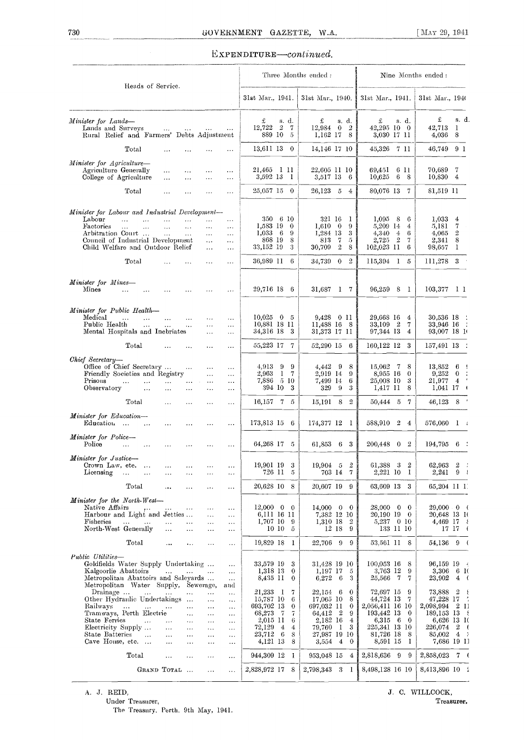## EXPENDITURE—*continued.*

| Heads of Service. | Three Months ended : | | Nine Months ended : | |
|---|---|---|---|---|
| | 31st Mar., 1941. | 31st Mar., 1940. | 31st Mar., 1941. | 31st Mar., 1940. |
| | £ s. d. | £ s. d. | £ s. d. | £ s. d. |
| *Minister for Lands*— | | | | |
| Lands and Surveys | 12,722 2 7 | 12,984 0 2 | 42,295 10 0 | 42,713 1 |
| Rural Relief and Farmers' Debts Adjustment | 889 10 5 | 1,162 17 8 | 3,030 17 11 | 4,036 8 |
| Total | 13,611 13 0 | 14,146 17 10 | 45,326 7 11 | 46,749 9 1 |
| *Minister for Agriculture*— | | | | |
| Agriculture Generally | 21,465 1 11 | 22,605 11 10 | 69,451 6 11 | 70,689 7 |
| College of Agriculture | 3,592 13 1 | 3,517 13 6 | 10,625 6 8 | 10,830 4 |
| Total | 25,057 15 0 | 26,123 5 4 | 80,076 13 7 | 81,519 11 |
| *Minister for Labour and Industrial Development*— | | | | |
| Labour | 350 6 10 | 321 16 1 | 1,095 8 6 | 1,033 4 |
| Factories | 1,583 19 0 | 1,610 0 9 | 5,209 14 4 | 5,181 7 |
| Arbitration Court | 1,033 6 9 | 1,284 13 3 | 4,340 4 6 | 4,065 2 |
| Council of Industrial Development | 868 19 8 | 813 7 5 | 2,725 2 7 | 2,341 8 |
| Child Welfare and Outdoor Relief | 33,152 19 3 | 30,709 2 8 | 102,023 11 6 | 98,657 1 |
| Total | 36,989 11 6 | 34,739 0 2 | 115,394 1 5 | 111,278 3 |
| *Minister for Mines*— | | | | |
| Mines | 29,716 18 6 | 31,687 1 7 | 96,259 8 1 | 103,377 1 1 |
| *Minister for Public Health*— | | | | |
| Medical | 10,025 0 5 | 9,428 0 11 | 29,668 16 4 | 30,536 18 |
| Public Health | 10,881 18 11 | 11,488 16 8 | 33,109 2 7 | 33,946 16 |
| Mental Hospitals and Inebriates | 34,316 18 3 | 31,373 17 11 | 97,344 13 4 | 93,007 18 1 |
| Total | 55,223 17 7 | 52,290 15 6 | 160,122 12 3 | 157,491 13 |
| *Chief Secretary*— | | | | |
| Office of Chief Secretary | 4,913 9 9 | 4,442 9 8 | 15,062 7 8 | 13,852 6 |
| Friendly Societies and Registry | 2,963 1 7 | 2,919 14 9 | 8,955 16 0 | 9,252 0 |
| Prisons | 7,886 5 10 | 7,499 14 6 | 25,008 10 3 | 21,977 4 |
| Observatory | 394 10 3 | 329 9 3 | 1,417 11 8 | 1,041 17 |
| Total | 16,157 7 5 | 15,191 8 2 | 50,444 5 7 | 46,123 8 |
| *Minister for Education*— | | | | |
| Education | 173,813 15 6 | 174,377 12 1 | 588,910 2 4 | 576,060 1 |
| *Minister for Police*— | | | | |
| Police | 64,268 17 5 | 61,853 6 3 | 200,448 0 2 | 194,795 6 |
| *Minister for Justice*— | | | | |
| Crown Law, etc. | 19,901 19 3 | 19,904 5 2 | 61,388 3 2 | 62,963 2 |
| Licensing | 726 11 5 | 703 14 7 | 2,221 10 1 | 2,241 9 |
| Total | 20,628 10 8 | 20,607 19 9 | 63,609 13 3 | 65,204 11 1 |
| *Minister for the North-West*— | | | | |
| Native Affairs | 12,000 0 0 | 14,000 0 0 | 28,000 0 0 | 29,000 0 |
| Harbour and Light and Jetties | 6,111 16 11 | 7,382 12 10 | 20,190 19 0 | 20,648 13 1 |
| Fisheries | 1,707 10 9 | 1,310 18 2 | 5,237 0 10 | 4,469 17 |
| North-West Generally | 10 10 5 | 12 18 9 | 133 11 10 | 17 17 |
| Total | 19,829 18 1 | 22,706 9 9 | 53,561 11 8 | 54,136 9 |
| *Public Utilities*— | | | | |
| Goldfields Water Supply Undertaking | 33,579 19 3 | 31,428 19 10 | 100,053 16 8 | 96,159 19 |
| Kalgoorlie Abattoirs | 1,318 13 0 | 1,197 17 5 | 3,763 12 9 | 3,306 6 1 |
| Metropolitan Abattoirs and Saleyards | 8,435 11 0 | 6,272 6 3 | 25,566 7 7 | 23,902 4 |
| Metropolitan Water Supply, Sewerage, and Drainage | 21,233 1 7 | 22,154 6 0 | 72,697 15 9 | 73,888 2 |
| Other Hydraulic Undertakings | 15,787 10 6 | 17,065 10 8 | 44,724 13 7 | 47,228 17 |
| Railways | 693,702 13 0 | 697,032 11 0 | 2,056,411 16 10 | 2,098,994 2 1 |
| Tramways, Perth Electric | 68,273 7 7 | 64,412 2 9 | 193,442 13 0 | 189,153 13 |
| State Ferries | 2,015 11 6 | 2,182 16 4 | 6,315 6 0 | 6,626 13 1 |
| Electricity Supply | 72,129 4 4 | 79,760 1 3 | 225,341 13 10 | 226,074 2 |
| State Batteries | 23,712 6 8 | 27,987 19 10 | 81,726 18 8 | 85,002 4 |
| Cave House, etc. | 4,121 13 8 | 3,554 4 0 | 8,591 15 1 | 7,686 19 1 |
| Total | 944,309 12 1 | 953,048 15 4 | 2,818,636 9 9 | 2,858,023 7 |
| GRAND TOTAL | 2,828,972 17 8 | 2,798,343 3 1 | 8,498,128 16 10 | 8,413,896 10 |

A. J. REID,
Under Treasurer,
The Treasury, Perth, 9th May, 1941.

J. C. WILLCOCK,
Treasurer.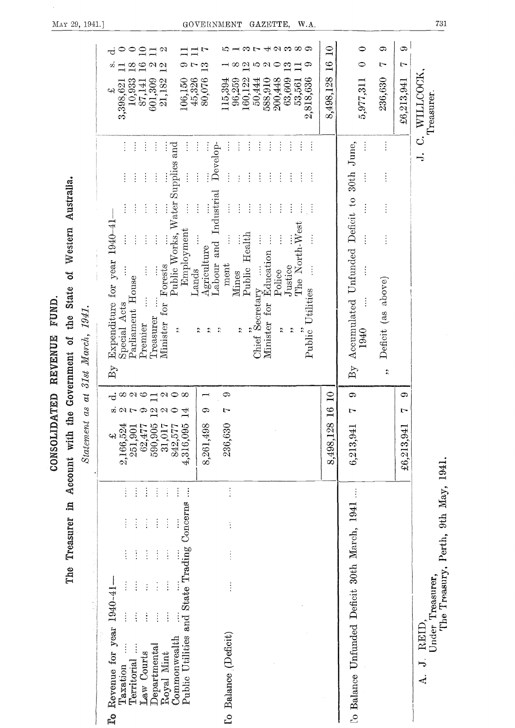# CONSOLIDATED REVENUE FUND.

## The Treasurer in Account with the Government of the State of Western Australia.

*Statement as at 31st March, 1941.*

| | £ | s. | d. | | £ | s. | d. |
|---|---|---|---|---|---|---|---|
| To Revenue for year 1940-41— | | | | By Expenditure for year 1940-41— | | | |
| Taxation ... | 2,166,524 | 2 | 8 | Special Acts ... | 3,398,621 | 11 | 0 |
| Territorial ... | 251,901 | 7 | 2 | Parliament House ... | 10,933 | 18 | 0 |
| Law Courts ... | 62,477 | 9 | 6 | Premier ... | 87,141 | 16 | 10 |
| Departmental ... | 590,905 | 12 | 11 | Treasurer ... | 601,309 | 2 | 11 |
| Royal Mint ... | 31,017 | 2 | 2 | Minister for Forests ... | 21,182 | 12 | 2 |
| Commonwealth ... | 842,577 | 0 | 0 | " Public Works, Water Supplies and Employment ... | 106,150 | 9 | 11 |
| Public Utilities and State Trading Concerns ... | 4,316,095 | 14 | 8 | " Lands ... | 45,326 | 7 | 11 |
| | 8,261,498 | 9 | 1 | " Agriculture ... | 80,076 | 13 | 7 |
| To Balance (Deficit) ... | 236,630 | 7 | 9 | " Labour and Industrial Development ... | 115,394 | 1 | 5 |
| | | | | " Mines ... | 96,259 | 8 | 1 |
| | | | | " Public Health ... | 160,122 | 12 | 3 |
| | | | | Chief Secretary ... | 50,444 | 5 | 7 |
| | | | | Minister for Education ... | 588,910 | 2 | 4 |
| | | | | " Police ... | 200,448 | 0 | 2 |
| | | | | " Justice ... | 63,609 | 13 | 3 |
| | | | | " The North-West ... | 53,561 | 11 | 8 |
| | | | | Public Utilities ... | 2,818,636 | 9 | 9 |
| | 8,498,128 | 16 | 10 | | 8,498,128 | 16 | 10 |
| To Balance Unfunded Deficit 30th March, 1941 ... | 6,213,941 | 7 | 9 | By Accumulated Unfunded Deficit to 30th June, 1940 ... | 5,977,311 | 0 | 0 |
| | | | | " Deficit (as above) ... | 236,630 | 7 | 9 |
| | £6,213,941 | 7 | 9 | | £6,213,941 | 7 | 9 |

A. J. REID,
Under Treasurer,
The Treasury, Perth, 9th May, 1941.

J. C. WILLCOCK,
Treasurer.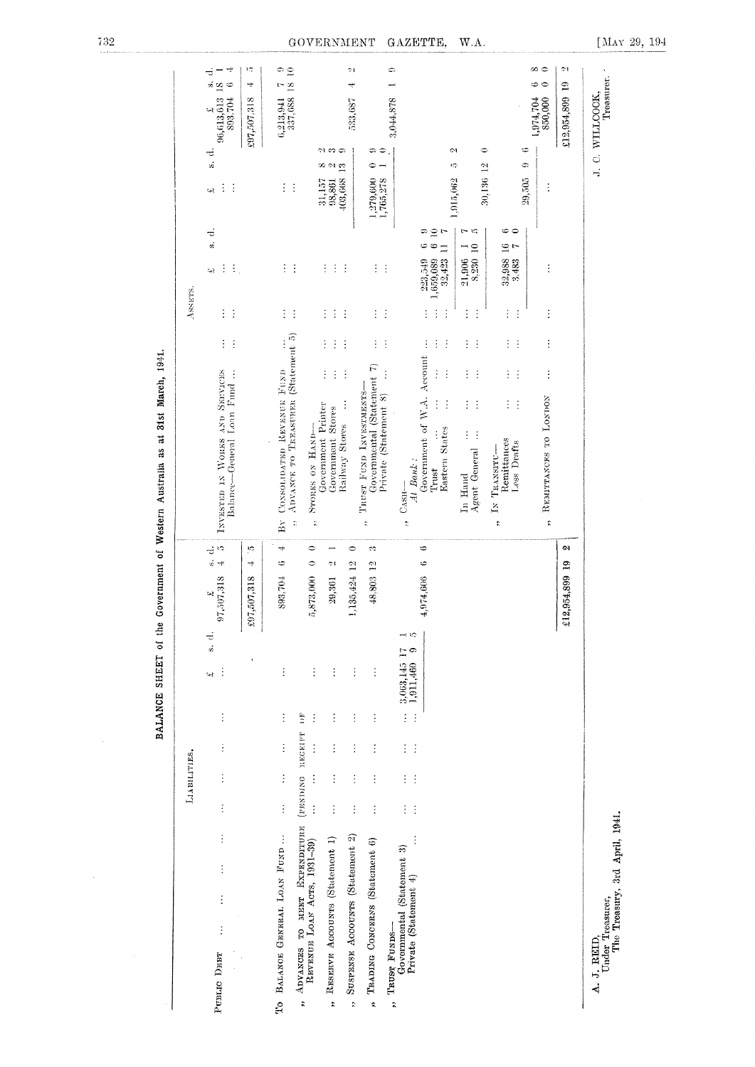## BALANCE SHEET of the Government of Western Australia as at 31st March, 1941.

### LIABILITIES.

| | £ s. d. | £ s. d. |
|---|---|---|
| PUBLIC DEBT ... ... ... ... ... ... ... | ... | 97,507,318 4 5 |
| | | £97,507,318 4 5 |
| To BALANCE GENERAL LOAN FUND ... ... ... ... | ... | 893,704 6 4 |
| " ADVANCES TO MEET EXPENDITURE PENDING RECEIPT OF REVENUE LOAN ACTS, 1931-39) ... ... ... | ... | 5,873,000 0 0 |
| " RESERVE ACCOUNTS (Statement 1) ... ... ... | ... | 29,361 2 1 |
| " SUSPENSE ACCOUNTS (Statement 2) ... ... ... | ... | 1,135,424 12 0 |
| " TRADING CONCERNS (Statement 6) ... ... ... | ... | 48,803 12 3 |
| " TRUST FUNDS— | | |
| Governmental (Statement 3) ... ... ... | 3,063,145 17 1 | |
| Private (Statement 4) ... ... ... | 1,911,460 9 5 | |
| | | 4,974,606 6 6 |
| | | £12,954,899 19 2 |

### ASSETS.

| | £ s. d. | £ s. d. | £ s. d. |
|---|---|---|---|
| INVESTED IN WORKS AND SERVICES ... ... | ... | ... | 96,613,613 18 1 |
| Balance—General Loan Fund ... ... | ... | ... | 893,704 6 4 |
| | | | £97,507,318 4 5 |
| BY CONSOLIDATED REVENUE FUND ... ... | ... | ... | 6,213,941 7 9 |
| " ADVANCE TO TREASURER (Statement 5) | ... | ... | 337,688 18 10 |
| " STORES ON HAND— | | | |
| Government Printer ... ... | ... | 31,157 8 2 | |
| Government Stores ... ... | ... | 98,861 2 3 | |
| Railway Stores ... ... | ... | 403,668 13 9 | |
| | | | 533,687 4 2 |
| " TRUST FUND INVESTMENTS— | | | |
| Governmental (Statement 7) ... | ... | 1,279,600 0 9 | |
| Private (Statement 8) ... | ... | 1,765,278 1 0 | |
| | | | 3,044,878 1 9 |
| " CASH— | | | |
| *At Bank:* | | | |
| Government of W.A. Account ... | 223,549 6 9 | | |
| Trust ... ... ... | 1,659,089 6 10 | | |
| Eastern States ... ... | 32,423 11 7 | | |
| | | 1,915,062 5 2 | |
| In Hand ... ... ... | 21,906 1 7 | | |
| Agent General ... ... | 8,230 10 5 | | |
| | | 30,136 12 0 | |
| " IN TRANSIT— | | | |
| Remittances ... ... | 32,988 16 6 | | |
| Less Drafts ... ... | 3,483 7 0 | | |
| | | 29,505 9 6 | |
| | | | 1,974,704 6 8 |
| " REMITTANCES TO LONDON ... ... | ... | ... | 850,000 0 0 |
| | | | £12,954,899 19 2 |

A. J. REID,
Under Treasurer,
The Treasury, 3rd April, 1941.

J. C. WILLCOCK,
Treasurer.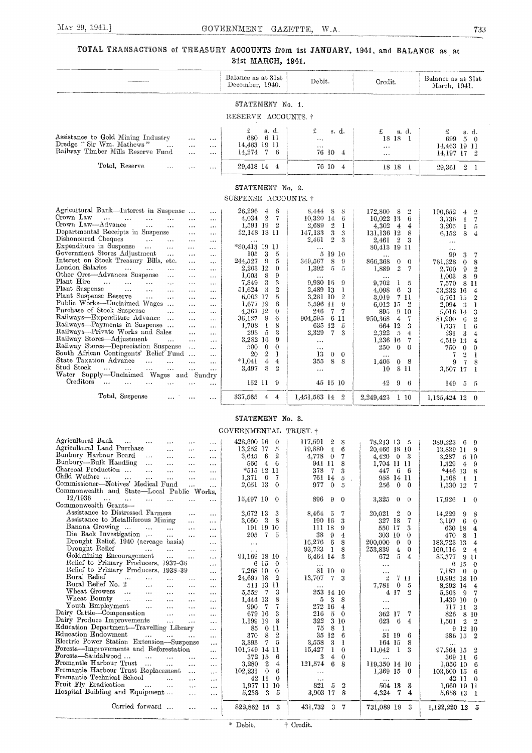# TOTAL TRANSACTIONS of TREASURY ACCOUNTS from 1st JANUARY, 1941, and BALANCE as at 31st MARCH, 1941.

## STATEMENT No. 1.

### RESERVE ACCOUNTS. †

| | Balance as at 31st December, 1940. | Debit. | Credit. | Balance as at 31st March, 1941. |
|---|---|---|---|---|
| | £ s. d. | £ s. d. | £ s. d. | £ s. d. |
| Assistance to Gold Mining Industry | 680 6 11 | ... | 18 18 1 | 699 5 0 |
| Dredge "Sir Wm. Mathews" | 14,463 19 11 | ... | ... | 14,463 19 11 |
| Railway Timber Mills Reserve Fund | 14,274 7 6 | 76 10 4 | ... | 14,197 17 2 |
| Total, Reserve | 29,418 14 4 | 76 10 4 | 18 18 1 | 29,361 2 1 |

## STATEMENT No. 2.

### SUSPENSE ACCOUNTS. †

| | Balance as at 31st December, 1940. | Debit. | Credit. | Balance as at 31st March, 1941. |
|---|---|---|---|---|
| Agricultural Bank—Interest in Suspense | 26,296 4 8 | 8,444 8 8 | 172,800 8 2 | 190,652 4 2 |
| Crown Law | 4,034 2 7 | 10,320 14 6 | 10,022 13 6 | 3,736 1 7 |
| Crown Law—Advance | 1,591 19 2 | 2,689 2 1 | 4,302 4 4 | 3,205 1 5 |
| Departmental Receipts in Suspense | 22,148 18 11 | 147,133 3 3 | 131,136 12 8 | 6,152 8 4 |
| Dishonoured Cheques | ... | 2,461 2 3 | 2,461 2 3 | ... |
| Expenditure in Suspense | *80,413 19 11 | ... | 80,413 19 11 | ... |
| Government Stores Adjustment | 105 3 5 | 5 19 10 | ... | 99 3 7 |
| Interest on Stock Treasury Bills, etc. | 244,527 9 5 | 349,567 8 9 | 866,368 0 0 | 761,328 0 8 |
| London Salaries | 2,203 12 0 | 1,392 5 5 | 1,889 2 7 | 2,700 9 2 |
| Other Ores—Advances Suspense | 1,003 8 9 | ... | ... | 1,003 8 9 |
| Plant Hire | 7,849 3 3 | 9,980 15 9 | 9,702 1 5 | 7,570 8 11 |
| Plant Suspense | 51,624 3 2 | 2,489 13 1 | 4,098 6 3 | 53,232 16 4 |
| Plant Suspense Reserve | 6,003 17 5 | 3,261 10 2 | 3,019 7 11 | 5,761 15 2 |
| Public Works—Unclaimed Wages | 1,677 19 8 | 5,596 11 9 | 6,012 15 2 | 2,094 3 1 |
| Purchase of Stock Suspense | 4,367 12 0 | 246 7 7 | 895 9 10 | 5,016 14 3 |
| Railways—Expenditure Advance | 36,127 8 6 | 904,595 6 11 | 950,368 4 7 | 81,900 6 2 |
| Railways—Payments in Suspense | 1,708 1 8 | 635 12 5 | 664 12 3 | 1,737 1 6 |
| Railways—Private Works and Sales | 298 5 3 | 2,329 7 3 | 2,322 5 4 | 291 3 4 |
| Railway Stores—Adjustment | 3,282 16 9 | ... | 1,236 16 7 | 4,519 13 4 |
| Railway Stores—Depreciation Suspense | 500 0 0 | ... | 250 0 0 | 750 0 0 |
| South African Contingents' Relief Fund | 20 2 1 | 13 0 0 | ... | 7 2 1 |
| State Taxation Advance | *1,041 4 4 | 355 8 8 | 1,406 0 8 | 9 7 8 |
| Stud Stock | 3,497 8 2 | ... | 10 8 11 | 3,507 17 1 |
| Water Supply—Unclaimed Wages and Sundry Creditors | 152 11 9 | 45 15 10 | 42 9 6 | 149 5 5 |
| Total, Suspense | 337,565 4 4 | 1,451,563 14 2 | 2,249,423 1 10 | 1,135,424 12 0 |

## STATEMENT No. 3.

### GOVERNMENTAL TRUST. †

| | Balance as at 31st December, 1940. | Debit. | Credit. | Balance as at 31st March, 1941. |
|---|---|---|---|---|
| Agricultural Bank | 428,600 16 0 | 117,591 2 8 | 78,213 13 5 | 389,223 6 9 |
| Agricultural Land Purchase | 13,252 17 5 | 19,880 4 6 | 20,466 18 10 | 13,839 11 9 |
| Bunbury Harbour Board | 3,645 6 2 | 4,778 0 7 | 4,420 0 3 | 3,287 5 10 |
| Bunbury—Bulk Handling | 566 4 6 | 941 11 8 | 1,704 11 11 | 1,329 4 9 |
| Charcoal Production | *515 12 11 | 378 7 3 | 447 6 6 | *446 13 8 |
| Child Welfare | 1,371 0 7 | 761 14 5 | 958 14 11 | 1,568 1 1 |
| Commissioner—Natives' Medical Fund | 2,051 13 0 | 977 0 5 | 256 0 0 | 1,330 12 7 |
| Commonwealth and State—Local Public Works, 12/1936 | 15,497 10 0 | 896 9 0 | 3,325 0 0 | 17,926 1 0 |
| Commonwealth Grants— | | | | |
| Assistance to Distressed Farmers | 2,672 13 3 | 8,464 5 7 | 20,021 2 0 | 14,229 9 8 |
| Assistance to Metalliferous Mining | 3,060 3 8 | 190 16 3 | 327 18 7 | 3,197 6 0 |
| Banana Growing | 191 19 10 | 111 18 9 | 550 17 3 | 630 18 4 |
| Die Back Investigation | 205 7 5 | 38 9 4 | 303 10 0 | 470 8 1 |
| Drought Relief, 1940 (acreage basis) | ... | 16,276 6 8 | 200,000 0 0 | 183,723 13 4 |
| Drought Relief | ... | 93,723 1 8 | 253,839 4 0 | 160,116 2 4 |
| Goldmining Encouragement | 91,169 18 10 | 6,464 14 3 | 672 5 4 | 85,377 9 11 |
| Relief to Primary Producers, 1937-38 | 6 15 0 | ... | ... | 6 15 0 |
| Relief to Primary Producers, 1938-39 | 7,268 10 0 | 81 10 0 | ... | 7,187 0 0 |
| Rural Relief | 24,697 18 2 | 13,707 7 3 | 2 7 11 | 10,992 18 10 |
| Rural Relief No. 2 | 511 13 11 | ... | 7,781 0 5 | 8,292 14 4 |
| Wheat Growers | 5,552 7 3 | 253 14 10 | 4 17 2 | 5,303 9 7 |
| Wheat Bounty | 1,444 13 8 | 5 3 8 | ... | 1,439 10 0 |
| Youth Employment | 990 7 7 | 272 16 4 | ... | 717 11 3 |
| Dairy Cattle—Compensation | 679 16 3 | 216 5 0 | 362 17 7 | 826 8 10 |
| Dairy Produce Improvements | 1,199 19 8 | 322 3 10 | 623 6 4 | 1,501 2 2 |
| Education Department—Travelling Library | 85 0 11 | 75 8 1 | ... | 9 12 10 |
| Education Endowment | 370 8 2 | 35 12 6 | 51 19 6 | 386 15 2 |
| Electric Power Station Extension—Suspense | 3,393 7 5 | 3,558 3 1 | 164 15 8 | ... |
| Forests—Improvements and Reforestation | 101,749 14 11 | 15,427 1 0 | 11,042 1 3 | 97,364 15 2 |
| Forests—Sandalwood | 372 15 6 | 3 4 0 | ... | 369 11 6 |
| Fremantle Harbour Trust | 3,280 2 4 | 121,574 6 8 | 119,350 14 10 | 1,056 10 6 |
| Fremantle Harbour Trust Replacement | 102,231 0 6 | ... | 1,369 15 0 | 103,600 15 6 |
| Fremantle Technical School | 42 11 0 | ... | ... | 42 11 0 |
| Fruit Fly Eradication | 1,977 11 10 | 821 5 2 | 504 13 3 | 1,660 19 11 |
| Hospital Building and Equipment | 5,238 3 5 | 3,903 17 8 | 4,324 7 4 | 5,658 13 1 |
| Carried forward | 822,862 15 3 | 431,732 3 7 | 731,089 19 3 | 1,122,220 12 5 |

\* Debit. † Credit.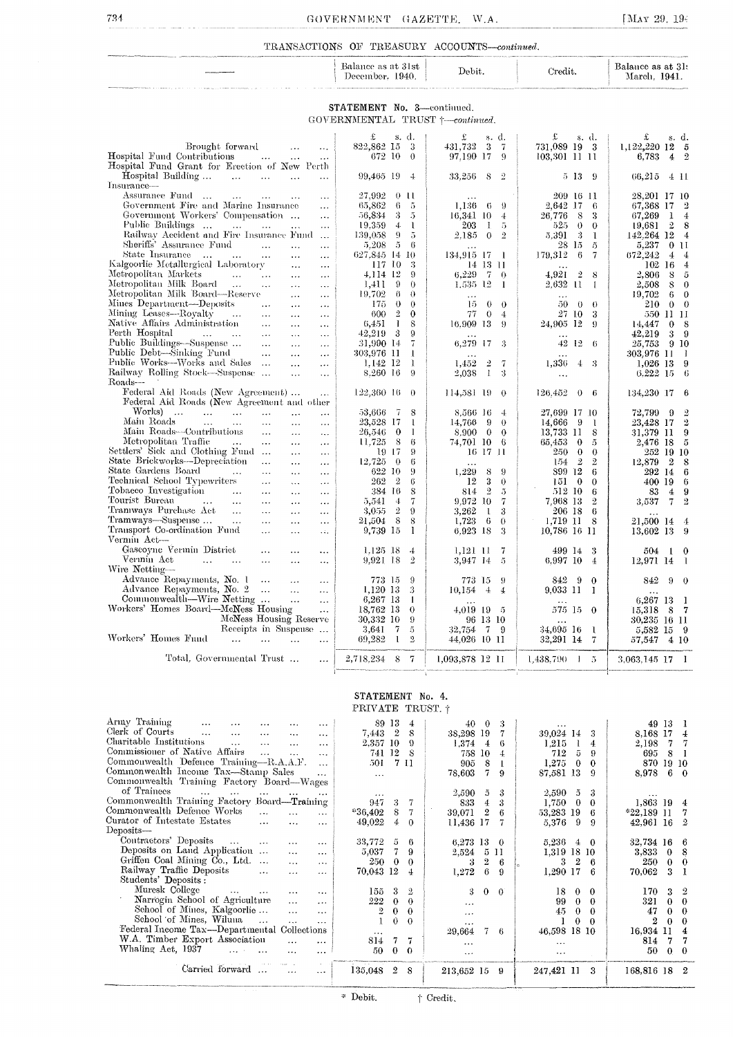## TRANSACTIONS OF TREASURY ACCOUNTS—*continued*.

### STATEMENT No. 3—*continued*.

GOVERNMENTAL TRUST †—*continued*.

| | Balance as at 31st December, 1940. | Debit. | Credit. | Balance as at 31st March, 1941. |
|---|---|---|---|---|
| | £ s. d. | £ s. d. | £ s. d. | £ s. d. |
| Brought forward | 822,862 15 3 | 431,732 3 7 | 731,089 19 3 | 1,122,220 12 5 |
| Hospital Fund Contributions | 672 10 0 | 97,190 17 9 | 103,301 11 11 | 6,783 4 2 |
| Hospital Fund Grant for Erection of New Perth Hospital Building | 99,465 19 4 | 33,256 8 2 | 5 13 9 | 66,215 4 11 |
| Insurance— | | | | |
| Assurance Fund | 27,992 0 11 | ... | 209 16 11 | 28,201 17 10 |
| Government Fire and Marine Insurance | 65,862 6 5 | 1,136 6 9 | 2,642 17 6 | 67,368 17 2 |
| Government Workers' Compensation | 56,834 3 5 | 16,341 10 4 | 26,776 8 3 | 67,269 1 4 |
| Public Buildings | 19,359 4 1 | 203 1 5 | 525 0 0 | 19,681 2 8 |
| Railway Accident and Fire Insurance Fund | 139,058 9 5 | 2,185 0 2 | 5,391 3 1 | 142,264 12 4 |
| Sheriffs' Assurance Fund | 5,208 5 6 | ... | 28 15 5 | 5,237 0 11 |
| State Insurance | 627,845 14 10 | 134,915 17 1 | 179,312 6 7 | 672,242 4 4 |
| Kalgoorlie Metallurgical Laboratory | 117 10 3 | 14 13 11 | ... | 102 16 4 |
| Metropolitan Markets | 4,114 12 9 | 6,229 7 0 | 4,921 2 8 | 2,806 8 5 |
| Metropolitan Milk Board | 1,411 9 0 | 1,535 12 1 | 2,632 11 1 | 2,508 8 0 |
| Metropolitan Milk Board—Reserve | 19,702 6 0 | ... | ... | 19,702 6 0 |
| Mines Department—Deposits | 175 0 0 | 15 0 0 | 50 0 0 | 210 0 0 |
| Mining Leases—Royalty | 600 2 0 | 77 0 4 | 27 10 3 | 550 11 11 |
| Native Affairs Administration | 6,451 1 8 | 16,909 13 9 | 24,905 12 9 | 14,447 0 8 |
| Perth Hospital | 42,219 3 9 | ... | ... | 42,219 3 9 |
| Public Buildings—Suspense | 31,990 14 7 | 6,279 17 3 | 42 12 6 | 25,753 9 10 |
| Public Debt—Sinking Fund | 303,976 11 1 | ... | ... | 303,976 11 1 |
| Public Works—Works and Sales | 1,142 12 1 | 1,452 2 7 | 1,336 4 3 | 1,026 13 9 |
| Railway Rolling Stock—Suspense | 8,260 16 9 | 2,038 1 3 | ... | 6,222 15 6 |
| Roads— | | | | |
| Federal Aid Roads (New Agreement) | 122,360 16 0 | 114,581 19 0 | 126,452 0 6 | 134,230 17 6 |
| Federal Aid Roads (New Agreement and other Works) | 53,666 7 8 | 8,566 16 4 | 27,699 17 10 | 72,799 9 2 |
| Main Roads | 23,528 17 1 | 14,766 9 0 | 14,666 9 1 | 23,428 17 2 |
| Main Roads—Contributions | 26,546 0 1 | 8,900 0 0 | 13,733 11 8 | 31,379 11 9 |
| Metropolitan Traffic | 11,725 8 6 | 74,701 10 6 | 65,453 0 5 | 2,476 18 5 |
| Settlers' Sick and Clothing Fund | 19 17 9 | 16 17 11 | 250 0 0 | 252 19 10 |
| State Brickworks—Depreciation | 12,725 0 6 | ... | 154 2 2 | 12,879 2 8 |
| State Gardens Board | 622 10 9 | 1,229 8 9 | 899 12 6 | 292 14 6 |
| Technical School Typewriters | 262 2 6 | 12 3 0 | 151 0 0 | 400 19 6 |
| Tobacco Investigation | 384 16 8 | 814 2 5 | 512 10 6 | 83 4 9 |
| Tourist Bureau | 5,541 4 7 | 9,972 10 7 | 7,968 13 2 | 3,537 7 2 |
| Tramways Purchase Act | 3,055 2 9 | 3,262 1 3 | 206 18 6 | ... |
| Tramways—Suspense | 21,504 8 8 | 1,723 6 0 | 1,719 11 8 | 21,500 14 4 |
| Transport Co-ordination Fund | 9,739 15 1 | 6,923 18 3 | 10,786 16 11 | 13,602 13 9 |
| Vermin Act— | | | | |
| Gascoyne Vermin District | 1,125 18 4 | 1,121 11 7 | 499 14 3 | 504 1 0 |
| Vermin Act | 9,921 18 2 | 3,947 14 5 | 6,997 10 4 | 12,971 14 1 |
| Wire Netting— | | | | |
| Advance Repayments, No. 1 | 773 15 9 | 773 15 9 | 842 9 0 | 842 9 0 |
| Advance Repayments, No. 2 | 1,120 13 3 | 10,154 4 4 | 9,033 11 1 | ... |
| Commonwealth—Wire Netting | 6,267 13 1 | ... | ... | 6,267 13 1 |
| Workers' Homes Board—McNess Housing | 18,762 13 0 | 4,019 19 5 | 575 15 0 | 15,318 8 7 |
| McNess Housing Reserve | 30,332 10 9 | 96 13 10 | ... | 30,235 16 11 |
| Receipts in Suspense | 3,641 7 5 | 32,754 7 9 | 34,695 16 1 | 5,582 15 9 |
| Workers' Homes Fund | 69,282 1 2 | 44,026 10 11 | 32,291 14 7 | 57,547 4 10 |
| Total, Governmental Trust | 2,718,234 8 7 | 1,093,878 12 11 | 1,438,790 1 5 | 3,063,145 17 1 |

### STATEMENT No. 4.

PRIVATE TRUST. †

| | Balance as at 31st December, 1940. | Debit. | Credit. | Balance as at 31st March, 1941. |
|---|---|---|---|---|
| | £ s. d. | £ s. d. | £ s. d. | £ s. d. |
| Army Training | 89 13 4 | 40 0 3 | ... | 49 13 1 |
| Clerk of Courts | 7,443 2 8 | 38,298 19 7 | 39,024 14 3 | 8,168 17 4 |
| Charitable Institutions | 2,357 10 9 | 1,374 4 6 | 1,215 1 4 | 2,198 7 7 |
| Commissioner of Native Affairs | 741 12 8 | 758 10 4 | 712 5 9 | 695 8 1 |
| Commonwealth Defence Training—R.A.A.F. | 501 7 11 | 905 8 1 | 1,275 0 0 | 870 19 10 |
| Commonwealth Income Tax—Stamp Sales | ... | 78,603 7 9 | 87,581 13 9 | 8,978 6 0 |
| Commonwealth Training Factory Board—Wages of Trainees | ... | 2,590 5 3 | 2,590 5 3 | ... |
| Commonwealth Training Factory Board—Training | 947 3 7 | 833 4 3 | 1,750 0 0 | 1,863 19 4 |
| Commonwealth Defence Works | *36,402 8 7 | 39,071 2 6 | 53,283 19 6 | *22,189 11 7 |
| Curator of Intestate Estates | 49,022 4 0 | 11,436 17 7 | 5,376 9 9 | 42,961 16 2 |
| Deposits— | | | | |
| Contractors' Deposits | 33,772 5 6 | 6,273 13 0 | 5,236 4 0 | 32,734 16 6 |
| Deposits on Land Application | 5,037 7 9 | 2,524 5 11 | 1,319 18 10 | 3,833 0 8 |
| Griffen Coal Mining Co., Ltd. | 250 0 0 | 3 2 6 | 3 2 6 | 250 0 0 |
| Railway Traffic Deposits | 70,043 12 4 | 1,272 6 9 | 1,290 17 6 | 70,062 3 1 |
| Students' Deposits: | | | | |
| Muresk College | 155 3 2 | 3 0 0 | 18 0 0 | 170 3 2 |
| Narrogin School of Agriculture | 222 0 0 | ... | 99 0 0 | 321 0 0 |
| School of Mines, Kalgoorlie | 2 0 0 | ... | 45 0 0 | 47 0 0 |
| School of Mines, Wiluna | 1 0 0 | ... | 1 0 0 | 2 0 0 |
| Federal Income Tax—Departmental Collections | ... | 29,664 7 6 | 46,598 18 10 | 16,934 11 4 |
| W.A. Timber Export Association | 814 7 7 | ... | ... | 814 7 7 |
| Whaling Act, 1937 | 50 0 0 | ... | ... | 50 0 0 |
| Carried forward | 135,048 2 8 | 213,652 15 9 | 247,421 11 3 | 168,816 18 2 |

\* Debit. † Credit.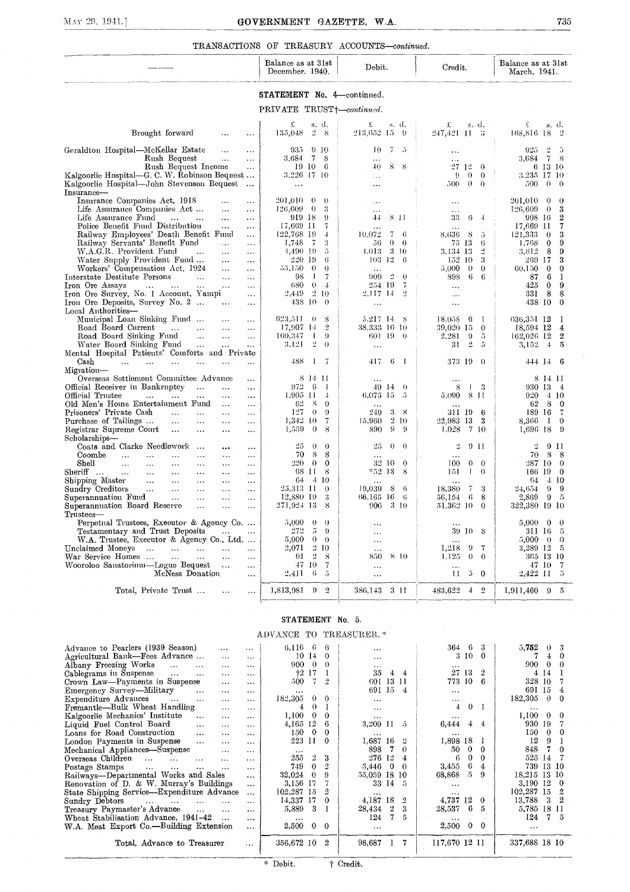TRANSACTIONS OF TREASURY ACCOUNTS—*continued.*

| — | Balance as at 31st December, 1940. | Debit. | Credit. | Balance as at 31st March, 1941. |
|---|---|---|---|---|
| **STATEMENT No. 4—continued.** | | | | |
| PRIVATE TRUST†—*continued.* | | | | |
| | £ s. d. | £ s. d. | £ s. d. | £ s. d. |
| Brought forward ... ... | 135,048 2 8 | 213,652 15 9 | 247,421 11 3 | 168,816 18 2 |
| Geraldton Hospital—McKellar Estate ... ... | 935 9 10 | 10 7 5 | ... | 925 2 5 |
| Rush Bequest ... ... | 3,684 7 8 | ... | ... | 3,684 7 8 |
| Rush Bequest Income ... | 19 10 6 | 40 8 8 | 27 12 0 | 6 13 10 |
| Kalgoorlie Hospital—G. C. W. Robinson Bequest ... | 3,226 17 10 | ... | 9 0 0 | 3,235 17 10 |
| Kalgoorlie Hospital—John Stevenson Bequest ... | ... | ... | 500 0 0 | 500 0 0 |
| Insurance— | | | | |
| Insurance Companies Act, 1918 ... ... | 201,010 0 0 | ... | ... | 201,010 0 0 |
| Life Assurance Companies Act ... ... ... | 126,609 0 3 | ... | ... | 126,609 0 3 |
| Life Assurance Fund ... ... ... ... | 919 18 9 | 44 8 11 | 33 6 4 | 908 16 2 |
| Police Benefit Fund Distribution ... ... | 17,669 11 7 | ... | ... | 17,669 11 7 |
| Railway Employees' Death Benefit Fund ... | 122,768 19 4 | 10,072 7 6 | 8,636 8 5 | 121,333 0 3 |
| Railway Servants' Benefit Fund ... ... | 1,748 7 3 | 56 0 0 | 75 13 6 | 1,768 0 9 |
| W.A.G.R. Provident Fund ... ... ... | 4,490 19 5 | 4,013 3 10 | 3,134 13 2 | 3,612 8 9 |
| Water Supply Provident Fund ... ... ... | 220 19 6 | 103 12 6 | 152 10 3 | 269 17 3 |
| Workers' Compensation Act, 1924 ... ... | 55,150 0 0 | ... | 5,000 0 0 | 60,150 0 0 |
| Interstate Destitute Persons ... ... ... | 98 1 7 | 909 2 0 | 898 6 6 | 87 6 1 |
| Iron Ore Assays ... ... ... ... ... | 680 0 4 | 254 19 7 | ... | 425 0 9 |
| Iron Ore Survey, No. 1 Account, Yampi ... | 2,449 2 10 | 2,117 14 2 | ... | 331 8 8 |
| Iron Ore Deposits, Survey No. 2 ... ... ... | 438 10 0 | ... | ... | 438 10 0 |
| Local Authorities— | | | | |
| Municipal Loan Sinking Fund ... ... ... | 623,511 0 8 | 5,217 14 8 | 18,058 6 1 | 636,351 12 1 |
| Road Board Current ... ... ... ... | 17,907 14 2 | 38,333 16 10 | 39,020 15 0 | 18,594 12 4 |
| Road Board Sinking Fund ... ... ... | 160,347 1 9 | 601 19 0 | 2,281 9 5 | 162,026 12 2 |
| Water Board Sinking Fund ... ... ... | 3,121 2 0 | ... | 31 2 5 | 3,152 4 5 |
| Mental Hospital Patients' Comforts and Private Cash ... ... ... ... ... ... | 488 1 7 | 417 6 1 | 373 19 0 | 444 14 6 |
| Migration— | | | | |
| Overseas Settlement Committee Advance ... | 8 14 11 | ... | ... | 8 14 11 |
| Official Receiver in Bankruptcy ... ... ... | 972 6 1 | 49 14 0 | 8 1 3 | 930 13 4 |
| Official Trustee ... ... ... ... ... | 1,905 11 4 | 6,075 15 5 | 5,090 8 11 | 920 4 10 |
| Old Men's Home Entertainment Fund ... ... | 62 8 0 | ... | ... | 62 8 0 |
| Prisoners' Private Cash ... ... ... ... | 127 0 9 | 249 3 8 | 311 19 6 | 189 16 7 |
| Purchase of Tailings ... ... ... ... | 1,342 10 7 | 15,960 2 10 | 22,983 13 3 | 8,366 1 0 |
| Registrar Supreme Court ... ... ... | 1,559 0 8 | 890 9 9 | 1,028 7 10 | 1,696 18 9 |
| Scholarships— | | | | |
| Coats and Clarke Needlework ... ... ... | 25 0 0 | 25 0 0 | 2 9 11 | 2 9 11 |
| Coombe ... ... ... ... ... ... | 70 8 8 | ... | ... | 70 8 8 |
| Shell ... ... ... ... ... ... | 220 0 0 | 32 10 0 | 100 0 0 | 287 10 0 |
| Sheriff ... ... ... ... ... ... | 68 11 8 | *52 13 8 | 151 1 0 | 166 19 0 |
| Shipping Master ... ... ... ... ... | 64 4 10 | ... | ... | 64 4 10 |
| Sundry Creditors ... ... ... ... ... | 25,313 11 0 | 19,039 8 6 | 18,380 7 3 | 24,654 9 9 |
| Superannuation Fund ... ... ... ... | 12,880 19 3 | 66,165 16 6 | 56,154 6 8 | 2,869 9 5 |
| Superannuation Board Reserve ... ... ... | 271,924 13 8 | 906 3 10 | 51,362 10 0 | 322,380 19 10 |
| Trustees— | | | | |
| Perpetual Trustees, Executor & Agency Co. ... | 5,000 0 0 | ... | ... | 5,000 0 0 |
| Testamentary and Trust Deposits ... ... | 272 5 9 | ... | 39 10 8 | 311 16 5 |
| W.A. Trustee, Executor & Agency Co., Ltd. ... | 5,000 0 0 | ... | ... | 5,000 0 0 |
| Unclaimed Moneys ... ... ... ... ... | 2,071 2 10 | ... | 1,218 9 7 | 3,289 12 5 |
| War Service Homes ... ... ... ... ... | 91 2 8 | 850 8 10 | 1,125 0 0 | 365 13 10 |
| Wooroloo Sanatorium—Logue Bequest ... ... | 47 10 7 | ... | ... | 47 10 7 |
| McNess Donation ... | 2,411 6 5 | ... | 11 5 0 | 2,422 11 5 |
| Total, Private Trust ... ... ... | 1,813,981 9 2 | 386,143 3 11 | 483,622 4 2 | 1,911,460 9 5 |

**STATEMENT No. 5.**

ADVANCE TO TREASURER.*

| — | Balance as at 31st December, 1940. | Debit. | Credit. | Balance as at 31st March, 1941. |
|---|---|---|---|---|
| Advance to Pearlers (1939 Season) ... ... | 6,116 6 6 | ... | 364 6 3 | 5,752 0 3 |
| Agricultural Bank—Fees Advance ... ... ... | 10 14 0 | ... | 3 10 0 | 7 4 0 |
| Albany Freezing Works ... ... ... ... | 900 0 0 | ... | ... | 900 0 0 |
| Cablegrams in Suspense ... ... ... ... | †2 17 1 | 35 4 4 | 27 13 2 | 4 14 1 |
| Crown Law—Payments in Suspense ... ... | 500 7 2 | 601 13 11 | 773 10 6 | 328 10 7 |
| Emergency Survey—Military ... ... ... | ... | 691 15 4 | ... | 691 15 4 |
| Expenditure Advances ... ... ... ... | 182,305 0 0 | ... | ... | 182,305 0 0 |
| Fremantle—Bulk Wheat Handling ... ... ... | 4 0 1 | ... | 4 0 1 | ... |
| Kalgoorlie Mechanics' Institute ... ... ... | 1,100 0 0 | ... | ... | 1,100 0 0 |
| Liquid Fuel Control Board ... ... ... | 4,165 12 6 | 3,209 11 5 | 6,444 4 4 | 930 19 7 |
| Loans for Road Construction ... ... ... | 150 0 0 | ... | ... | 150 0 0 |
| London Payments in Suspense ... ... ... | 223 11 0 | 1,687 16 2 | 1,898 18 1 | 12 9 1 |
| Mechanical Appliances—Suspense ... ... ... | ... | 898 7 0 | 50 0 0 | 848 7 0 |
| Overseas Children ... ... ... ... ... | 255 2 3 | 276 12 4 | 6 0 0 | 525 14 7 |
| Postage Stamps ... ... ... ... ... | 749 0 2 | 3,446 0 0 | 3,455 6 4 | 739 13 10 |
| Railways—Departmental Works and Sales ... | 32,024 0 9 | 55,059 18 10 | 68,868 5 9 | 18,215 13 10 |
| Renovation of D. & W. Murray's Buildings ... | 3,156 17 7 | 33 14 5 | ... | 3,190 12 0 |
| State Shipping Service—Expenditure Advance ... | 102,287 15 2 | ... | ... | 102,287 15 2 |
| Sundry Debtors ... ... ... ... ... | 14,337 17 0 | 4,187 18 2 | 4,737 12 0 | 13,788 3 2 |
| Treasury Paymaster's Advance ... ... ... | 5,889 3 1 | 28,434 2 3 | 28,537 6 5 | 5,785 18 11 |
| Wheat Stabilisation Advance, 1941–42 ... ... | ... | 124 7 5 | ... | 124 7 5 |
| W.A. Meat Export Co.—Building Extension ... | 2,500 0 0 | ... | 2,500 0 0 | ... |
| Total, Advance to Treasurer ... ... | 356,672 10 2 | 98,687 1 7 | 117,670 12 11 | 337,688 18 10 |

\* Debit. † Credit.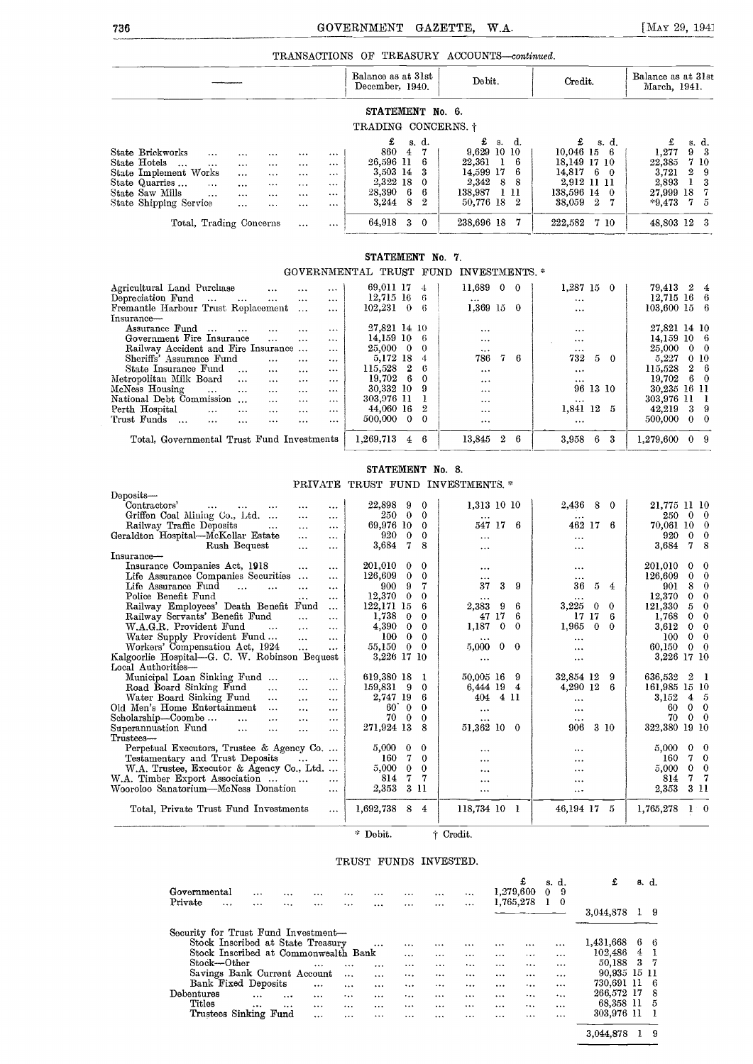## TRANSACTIONS OF TREASURY ACCOUNTS—*continued.*

| — | Balance as at 31st December, 1940. | Debit. | Credit. | Balance as at 31st March, 1941. |
|---|---|---|---|---|

### STATEMENT No. 6.

TRADING CONCERNS. †

| | £ s. d. | £ s. d. | £ s. d. | £ s. d. |
|---|---|---|---|---|
| State Brickworks | 860 4 7 | 9,629 10 10 | 10,046 15 6 | 1,277 9 3 |
| State Hotels | 26,596 11 6 | 22,361 1 6 | 18,149 17 10 | 22,385 7 10 |
| State Implement Works | 3,503 14 3 | 14,599 17 6 | 14,817 6 0 | 3,721 2 9 |
| State Quarries | 2,322 18 0 | 2,342 8 8 | 2,912 11 11 | 2,893 1 3 |
| State Saw Mills | 28,390 6 6 | 138,987 1 11 | 138,596 14 0 | 27,999 18 7 |
| State Shipping Service | 3,244 8 2 | 50,776 18 2 | 38,059 2 7 | *9,473 7 5 |
| Total, Trading Concerns | 64,918 3 0 | 238,696 18 7 | 222,582 7 10 | 48,803 12 3 |

### STATEMENT No. 7.

GOVERNMENTAL TRUST FUND INVESTMENTS. *

| | Balance as at 31st December, 1940. | Debit. | Credit. | Balance as at 31st March, 1941. |
|---|---|---|---|---|
| Agricultural Land Purchase | 69,011 17 4 | 11,689 0 0 | 1,287 15 0 | 79,413 2 4 |
| Depreciation Fund | 12,715 16 6 | ... | ... | 12,715 16 6 |
| Fremantle Harbour Trust Replacement | 102,231 0 6 | 1,369 15 0 | ... | 103,600 15 6 |
| Insurance— | | | | |
| Assurance Fund | 27,821 14 10 | ... | ... | 27,821 14 10 |
| Government Fire Insurance | 14,159 10 6 | ... | ... | 14,159 10 6 |
| Railway Accident and Fire Insurance | 25,000 0 0 | ... | ... | 25,000 0 0 |
| Sheriffs' Assurance Fund | 5,172 18 4 | 786 7 6 | 732 5 0 | 5,227 0 10 |
| State Insurance Fund | 115,528 2 6 | ... | ... | 115,528 2 6 |
| Metropolitan Milk Board | 19,702 6 0 | ... | ... | 19,702 6 0 |
| McNess Housing | 30,332 10 9 | ... | 96 13 10 | 30,235 16 11 |
| National Debt Commission | 303,976 11 1 | ... | ... | 303,976 11 1 |
| Perth Hospital | 44,060 16 2 | ... | 1,841 12 5 | 42,219 3 9 |
| Trust Funds | 500,000 0 0 | ... | ... | 500,000 0 0 |
| Total, Governmental Trust Fund Investments | 1,269,713 4 6 | 13,845 2 6 | 3,958 6 3 | 1,279,600 0 9 |

### STATEMENT No. 8.

PRIVATE TRUST FUND INVESTMENTS. *

| | Balance as at 31st December, 1940. | Debit. | Credit. | Balance as at 31st March, 1941. |
|---|---|---|---|---|
| Deposits— | | | | |
| Contractors' | 22,898 9 0 | 1,313 10 10 | 2,436 8 0 | 21,775 11 10 |
| Griffen Coal Mining Co., Ltd. | 250 0 0 | ... | ... | 250 0 0 |
| Railway Traffic Deposits | 69,976 10 0 | 547 17 6 | 462 17 6 | 70,061 10 0 |
| Geraldton Hospital—McKellar Estate | 920 0 0 | ... | ... | 920 0 0 |
| Rush Bequest | 3,684 7 8 | ... | ... | 3,684 7 8 |
| Insurance— | | | | |
| Insurance Companies Act, 1918 | 201,010 0 0 | ... | ... | 201,010 0 0 |
| Life Assurance Companies Securities | 126,609 0 0 | ... | ... | 126,609 0 0 |
| Life Assurance Fund | 900 9 7 | 37 3 9 | 36 5 4 | 901 8 0 |
| Police Benefit Fund | 12,370 0 0 | ... | ... | 12,370 0 0 |
| Railway Employees' Death Benefit Fund | 122,171 15 6 | 2,383 9 6 | 3,225 0 0 | 121,330 5 0 |
| Railway Servants' Benefit Fund | 1,738 0 0 | 47 17 6 | 17 17 6 | 1,768 0 0 |
| W.A.G.R. Provident Fund | 4,390 0 0 | 1,187 0 0 | 1,965 0 0 | 3,612 0 0 |
| Water Supply Provident Fund | 100 0 0 | ... | ... | 100 0 0 |
| Workers' Compensation Act, 1924 | 55,150 0 0 | 5,000 0 0 | ... | 60,150 0 0 |
| Kalgoorlie Hospital—G. C. W. Robinson Bequest | 3,226 17 10 | ... | ... | 3,226 17 10 |
| Local Authorities— | | | | |
| Municipal Loan Sinking Fund | 619,380 18 1 | 50,005 16 9 | 32,854 12 9 | 636,532 2 1 |
| Road Board Sinking Fund | 159,831 9 0 | 6,444 19 4 | 4,290 12 6 | 161,985 15 10 |
| Water Board Sinking Fund | 2,747 19 6 | 404 4 11 | ... | 3,152 4 5 |
| Old Men's Home Entertainment | 60 0 0 | ... | ... | 60 0 0 |
| Scholarship—Coombe | 70 0 0 | ... | ... | 70 0 0 |
| Superannuation Fund | 271,924 13 8 | 51,362 10 0 | 906 3 10 | 322,380 19 10 |
| Trustees— | | | | |
| Perpetual Executors, Trustee & Agency Co. | 5,000 0 0 | ... | ... | 5,000 0 0 |
| Testamentary and Trust Deposits | 160 7 0 | ... | ... | 160 7 0 |
| W.A. Trustee, Executor & Agency Co., Ltd. | 5,000 0 0 | ... | ... | 5,000 0 0 |
| W.A. Timber Export Association | 814 7 7 | ... | ... | 814 7 7 |
| Wooroloo Sanatorium—McNess Donation | 2,353 3 11 | ... | ... | 2,353 3 11 |
| Total, Private Trust Fund Investments | 1,692,738 8 4 | 118,734 10 1 | 46,194 17 5 | 1,765,278 1 0 |

\* Debit. † Credit.

## TRUST FUNDS INVESTED.

| | £ s. d. | £ s. d. |
|---|---|---|
| Governmental | 1,279,600 0 9 | |
| Private | 1,765,278 1 0 | |
| | | 3,044,878 1 9 |
| Security for Trust Fund Investment— | | |
| Stock Inscribed at State Treasury | | 1,431,668 6 6 |
| Stock Inscribed at Commonwealth Bank | | 102,486 4 1 |
| Stock—Other | | 50,188 3 7 |
| Savings Bank Current Account | | 90,935 15 11 |
| Bank Fixed Deposits | | 730,691 11 6 |
| Debentures | | 266,572 17 8 |
| Titles | | 68,358 11 5 |
| Trustees Sinking Fund | | 303,976 11 1 |
| | | 3,044,878 1 9 |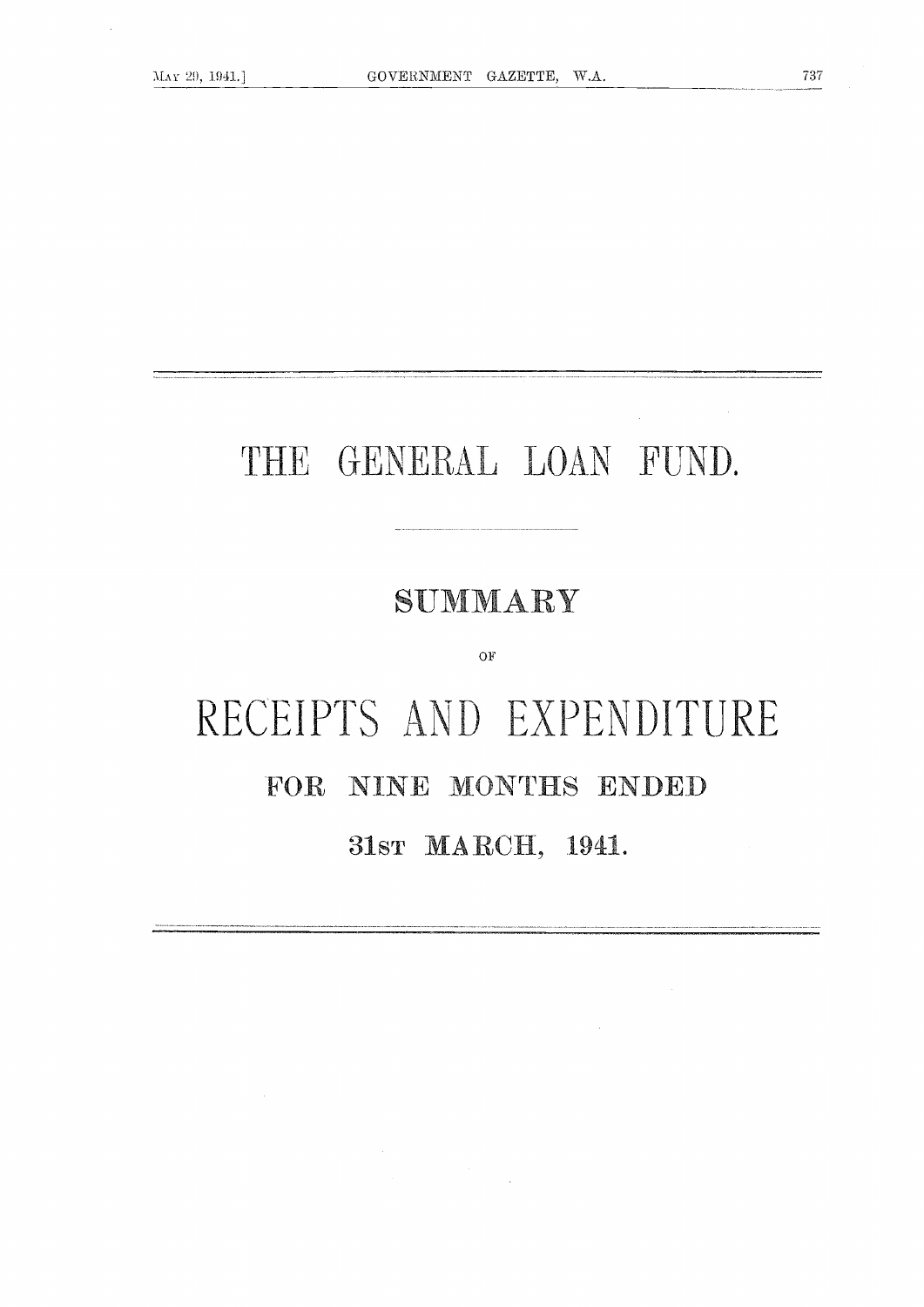# THE GENERAL LOAN FUND.

## SUMMARY

OF

# RECEIPTS AND EXPENDITURE

## FOR NINE MONTHS ENDED

## 31ST MARCH, 1941.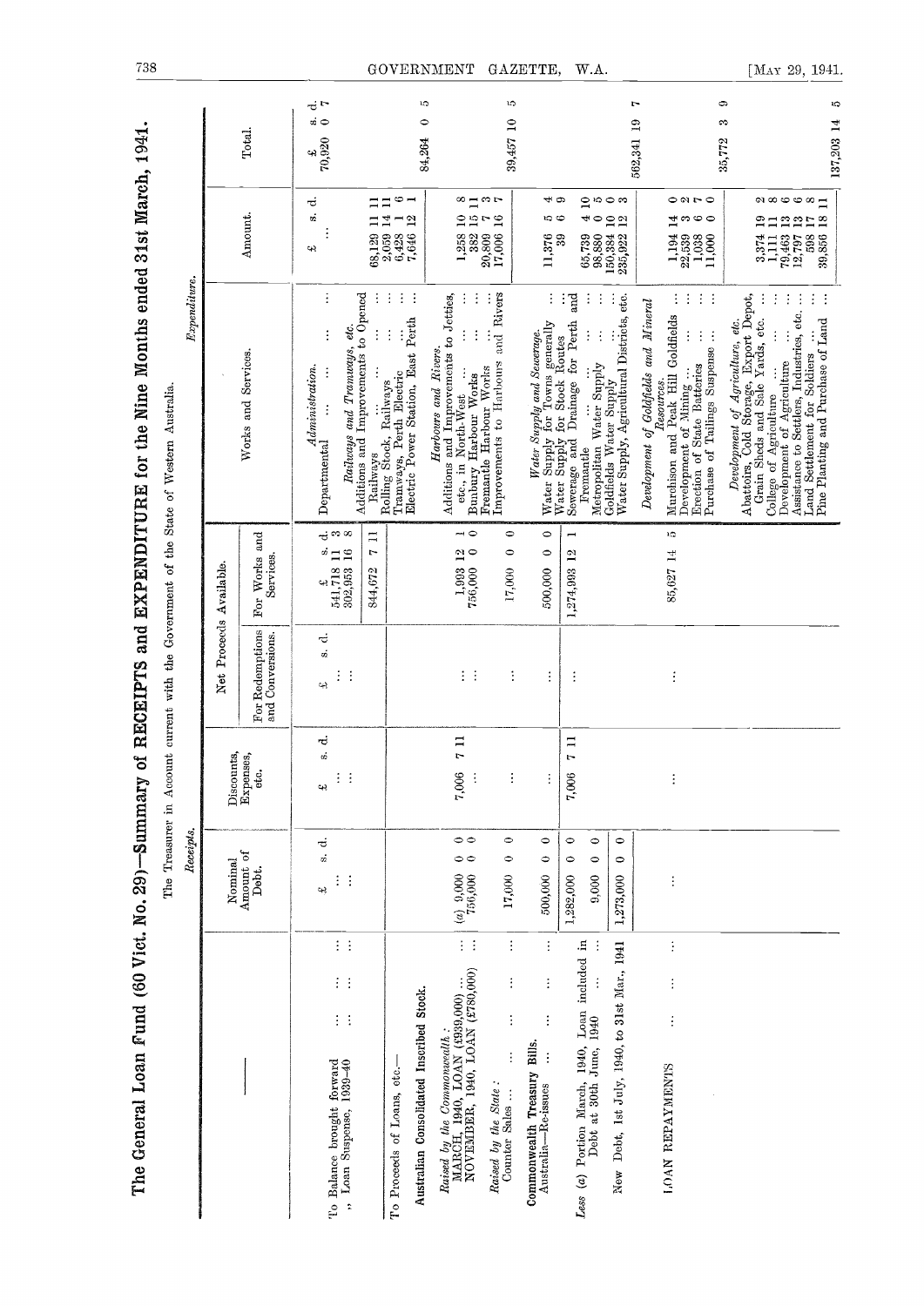# The General Loan Fund (60 Vict. No. 29)—Summary of RECEIPTS and EXPENDITURE for the Nine Months ended 31st March, 1941.

The Treasurer in Account current with the Government of the State of Western Australia.

## Receipts.

| | Nominal Amount of Debt. | Discounts, Expenses, etc. | Net Proceeds Available. For Redemptions and Conversions. | Net Proceeds Available. For Works and Services. |
|---|---|---|---|---|
| | £ s. d. | £ s. d. | £ s. d. | £ s. d. |
| To Balance brought forward ... ... ... | ... | ... | ... | 541,718 11 3 |
| ,, Loan Suspense, 1939-40 ... ... ... | ... | ... | ... | 302,953 16 8 |
| | | | | 844,672 7 11 |
| To Proceeds of Loans, etc.— | | | | |
| **Australian Consolidated Inscribed Stock.** | | | | |
| *Raised by the Commonwealth:* | | | | |
| MARCH, 1940, LOAN (£939,000) ... ... | (a) 9,000 0 0 | 7,006 7 11 | ... | 1,993 12 1 |
| NOVEMBER, 1940, LOAN (£780,000) ... | 756,000 0 0 | ... | ... | 756,000 0 0 |
| *Raised by the State:* | | | | |
| Counter Sales ... ... ... ... | 17,000 0 0 | ... | ... | 17,000 0 0 |
| **Commonwealth Treasury Bills.** | | | | |
| Australia—Re-issues ... ... ... | 500,000 0 0 | ... | ... | 500,000 0 0 |
| | 1,282,000 0 0 | 7,006 7 11 | ... | 1,274,993 12 1 |
| *Less* (a) Portion March, 1940, Loan included in Debt at 30th June, 1940 ... ... | 9,000 0 0 | | | |
| New Debt, 1st July, 1940, to 31st Mar., 1941 | 1,273,000 0 0 | | | |
| LOAN REPAYMENTS ... ... ... | ... | ... | ... | 85,627 14 5 |

## Expenditure.

| Works and Services. | Amount. | Total. |
|---|---|---|
| | £ s. d. | £ s. d. |
| *Administration.* | | |
| Departmental ... ... ... | ... | 70,920 0 7 |
| *Railways and Tramways, etc.* | | |
| Additions and Improvements to Opened Railways ... ... ... | 68,129 11 11 | |
| Rolling Stock, Railways ... ... | 2,059 14 11 | |
| Tramways, Perth Electric ... ... | 6,428 1 6 | |
| Electric Power Station, East Perth ... | 7,646 12 1 | |
| | | 84,264 0 5 |
| *Harbours and Rivers.* | | |
| Additions and Improvements to Jetties, etc., in North-West ... ... | 1,258 10 8 | |
| Bunbury Harbour Works ... ... | 382 15 11 | |
| Fremantle Harbour Works ... ... | 20,809 7 3 | |
| Improvements to Harbours and Rivers | 17,006 16 7 | |
| | | 39,457 10 5 |
| *Water Supply and Sewerage.* | | |
| Water Supply for Towns generally ... | 11,376 5 4 | |
| Water Supply for Stock Routes ... | 39 6 9 | |
| Sewerage and Drainage for Perth and Fremantle ... ... ... | 65,739 4 10 | |
| Metropolitan Water Supply ... ... | 98,880 0 5 | |
| Goldfields Water Supply ... ... | 150,384 10 0 | |
| Water Supply, Agricultural Districts, etc. | 235,922 12 3 | |
| | | 562,341 19 7 |
| *Development of Goldfields and Mineral Resources.* | | |
| Murchison and Peak Hill Goldfields ... | 1,194 14 0 | |
| Development of Mining ... ... | 22,539 3 2 | |
| Erection of State Batteries ... ... | 1,038 6 7 | |
| Purchase of Tailings Suspense ... ... | 11,000 0 0 | |
| | | 35,772 3 9 |
| *Development of Agriculture, etc.* | | |
| Abattoirs, Cold Storage, Export Depot, Grain Sheds and Sale Yards, etc. ... | 3,374 19 2 | |
| College of Agriculture ... ... | 1,111 11 8 | |
| Development of Agriculture ... ... | 79,463 13 6 | |
| Assistance to Settlers, Industries, etc. ... | 12,797 13 6 | |
| Land Settlement for Soldiers ... ... | 598 17 8 | |
| Pine Planting and Purchase of Land ... | 39,856 18 11 | |
| | | 137,203 14 5 |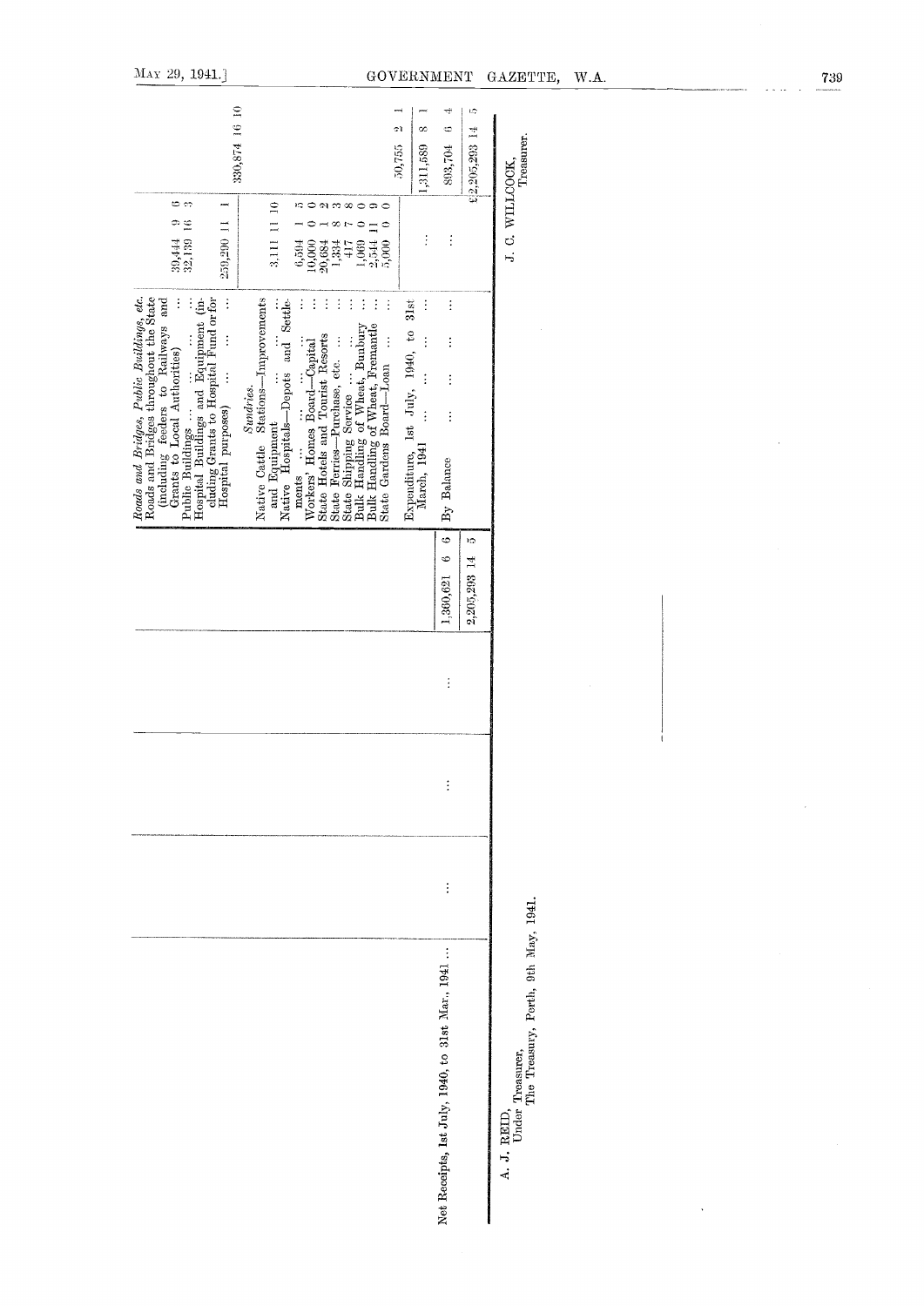| | | | | | | | |
|---|---|---|---|---|---|---|---|
| | | | | | *Roads and Bridges, Public Buildings, etc.* | | |
| | | | | | Roads and Bridges throughout the State (including feeders to Railways and Grants to Local Authorities) ... | 39,444 9 6 | |
| | | | | | Public Buildings ... ... ... | 32,139 16 3 | |
| | | | | | Hospital Buildings and Equipment (including Grants to Hospital Fund or for Hospital purposes) ... ... | 259,290 11 1 | |
| | | | | | | | 330,874 16 10 |
| | | | | | *Sundries.* | | |
| | | | | | Native Cattle Stations—Improvements and Equipment ... ... ... | 3,111 11 10 | |
| | | | | | Native Hospitals—Depots and Settlements ... ... ... ... | 6,594 1 5 | |
| | | | | | Workers' Homes Board—Capital ... | 10,000 0 0 | |
| | | | | | State Hotels and Tourist Resorts ... | 20,684 1 2 | |
| | | | | | State Ferries—Purchase, etc. ... ... | 1,334 8 3 | |
| | | | | | State Shipping Service ... ... ... | 417 7 8 | |
| | | | | | Bulk Handling of Wheat, Bunbury ... | 1,069 0 0 | |
| | | | | | Bulk Handling of Wheat, Fremantle ... | 2,544 11 9 | |
| | | | | | State Gardens Board—Loan ... ... | 5,000 0 0 | |
| | | | | | | | 50,755 2 1 |
| | | | | | Expenditure, 1st July, 1940, to 31st March, 1941 ... ... ... ... | ... | 1,311,589 8 1 |
| Net Receipts, 1st July, 1940, to 31st Mar., 1941 ... | ... | ... | ... | 1,360,621 6 6 | By Balance ... ... ... ... | ... | 893,704 6 4 |
| | | | | 2,205,293 14 5 | | | £2,205,293 14 5 |

A. J. REID,
Under Treasurer,
The Treasury, Perth, 9th May, 1941.

J. C. WILLCOCK,
Treasurer.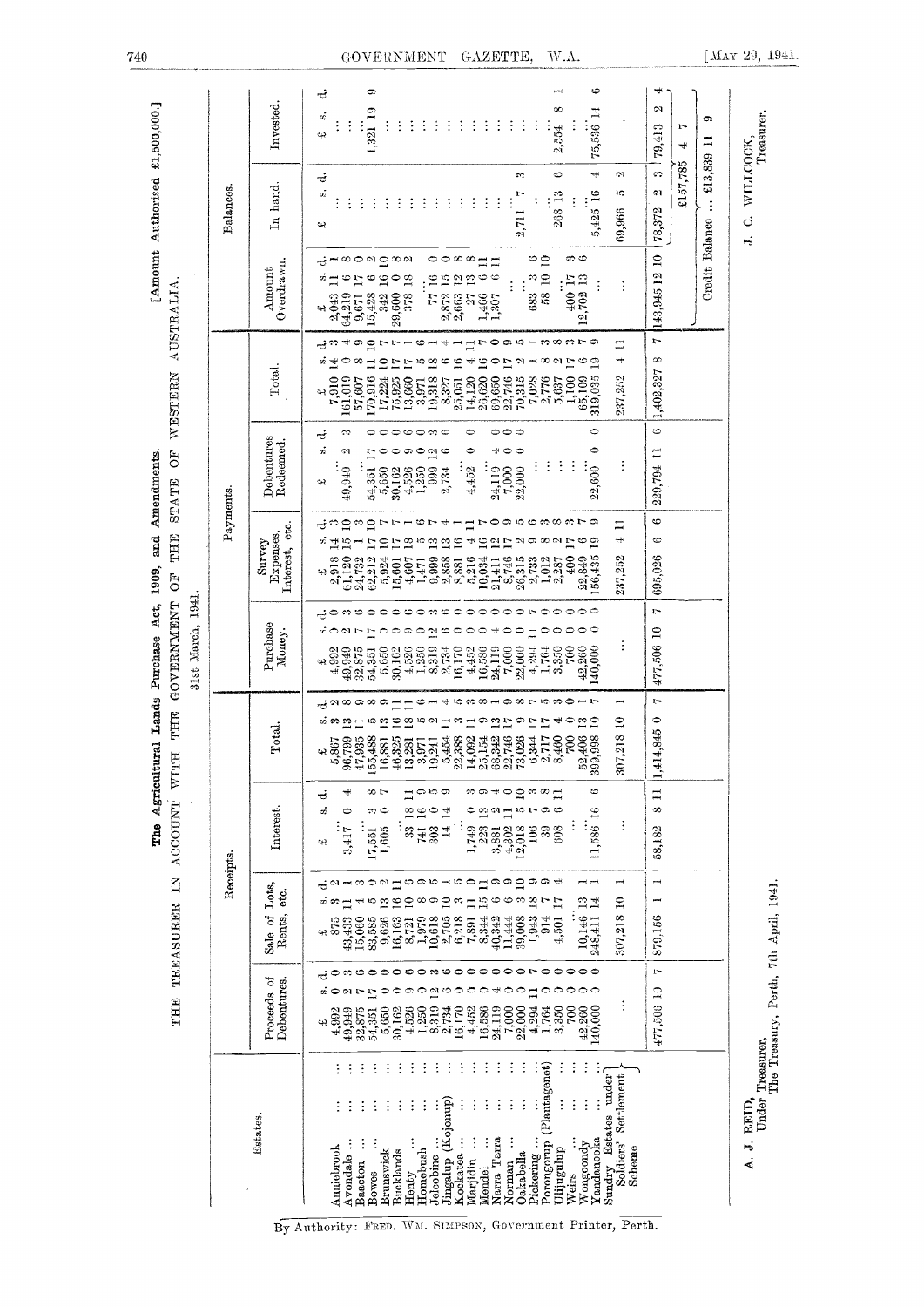# The Agricultural Lands Purchase Act, 1909, and Amendments.

[Amount Authorised £1,500,000.]

THE TREASURER IN ACCOUNT WITH THE GOVERNMENT OF THE STATE OF WESTERN AUSTRALIA.

31st March, 1941.

| Estates. | Receipts. | | | | Payments. | | | | Amount Overdrawn. | Balances. | |
|---|---|---|---|---|---|---|---|---|---|---|---|
| | Proceeds of Debentures. | Sale of Lots, Rents, etc. | Interest. | Total. | Purchase Money. | Survey Expenses, Interest, etc. | Debentures Redeemed. | Total. | | In hand. | Invested. |
| | £ s. d. | £ s. d. | £ s. d. | £ s. d. | £ s. d. | £ s. d. | £ s. d. | £ s. d. | £ s. d. | £ s. d. | £ s. d. |
| Annibrook ... | 4,992 0 0 | 875 3 2 | ... | 5,867 3 2 | 4,992 0 0 | 2,918 14 3 | ... | 7,910 14 3 | 2,043 11 1 | ... | ... |
| Avondale ... | 49,949 2 3 | 43,433 11 1 | 3,417 0 4 | 96,799 13 8 | 49,949 2 3 | 61,120 15 10 | 49,949 2 3 | 161,019 0 4 | 64,219 6 8 | ... | ... |
| Baacton ... | 32,875 0 0 | 15,060 4 3 | ... | 47,935 4 3 | 32,875 0 0 | 24,732 1 3 | ... | 57,607 1 3 | 9,671 17 0 | ... | ... |
| Bowes ... | 54,351 17 0 | 83,585 5 0 | 17,551 3 8 | 155,488 5 8 | 54,351 17 0 | 62,212 17 10 | 54,351 17 0 | 170,916 11 10 | 15,428 6 2 | ... | 1,321 19 9 |
| Brunswick ... | 5,650 0 0 | 9,626 13 2 | 1,605 0 7 | 16,881 13 9 | 5,650 0 0 | 5,924 10 7 | 5,650 0 0 | 17,224 10 7 | 342 16 10 | ... | ... |
| Bucklands ... | 30,162 0 0 | 16,163 16 11 | ... | 46,325 16 11 | 30,162 0 0 | 15,601 17 7 | 30,162 0 0 | 75,925 17 7 | 29,600 0 8 | ... | ... |
| Henty ... | 4,526 9 0 | 8,721 10 6 | 33 18 11 | 13,281 18 5 | 4,526 9 0 | 4,607 18 7 | 4,526 9 0 | 13,660 16 7 | 378 18 2 | ... | ... |
| Homebush ... | 1,250 0 0 | 1,979 8 9 | 741 16 9 | 3,971 5 6 | 1,250 0 0 | 1,471 5 6 | 1,250 0 0 | 3,971 5 6 | ... | ... | ... |
| Jelcobine ... | 8,319 12 3 | 10,618 9 5 | 303 0 5 | 19,241 2 1 | 8,319 12 3 | 9,999 13 7 | 999 12 3 | 19,318 18 1 | 77 16 0 | ... | ... |
| Jingalup (Kojonup) | 2,734 6 6 | 2,705 10 1 | 14 14 9 | 5,454 11 4 | 2,734 6 6 | 2,858 13 4 | 2,734 6 6 | 8,327 6 4 | 2,872 15 0 | ... | ... |
| Kockatea ... | 16,170 0 0 | 6,218 3 5 | ... | 22,388 3 5 | 16,170 0 0 | 8,881 16 1 | ... | 25,051 16 1 | 2,663 12 8 | ... | ... |
| Marjidin ... | 4,452 0 0 | 7,891 11 0 | 1,749 0 3 | 14,092 11 3 | 4,452 0 0 | 5,216 4 11 | 4,452 0 0 | 14,120 4 11 | 27 13 8 | ... | ... |
| Mendel ... | 16,586 0 0 | 8,344 15 11 | 223 13 9 | 25,154 9 8 | 16,586 0 0 | 10,034 16 7 | ... | 26,620 16 7 | 1,466 6 11 | ... | ... |
| Narra Tarra ... | 24,119 4 0 | 40,342 6 9 | 3,881 2 4 | 68,342 13 1 | 24,119 4 0 | 21,411 12 0 | 24,119 4 0 | 69,650 0 0 | 1,307 6 11 | ... | ... |
| Norman ... | 7,000 0 0 | 11,444 6 9 | 4,302 11 0 | 22,746 17 9 | 7,000 0 0 | 8,746 17 9 | 7,000 0 0 | 22,746 17 9 | ... | ... | ... |
| Oakabella ... | 22,000 0 0 | 39,008 3 10 | 12,018 5 10 | 73,026 9 8 | 22,000 0 0 | 26,315 2 5 | 22,000 0 0 | 70,315 2 5 | ... | 2,711 7 3 | ... |
| Pickering ... | 4,294 11 7 | 1,943 18 9 | 106 7 3 | 6,344 17 7 | 4,294 11 7 | 2,733 9 6 | ... | 7,028 1 1 | 683 3 6 | ... | ... |
| Porongorup (Plantagenet) | 1,764 0 0 | 914 7 9 | 39 9 8 | 2,717 17 5 | 1,764 0 0 | 1,012 8 3 | ... | 2,776 8 3 | 58 10 10 | ... | ... |
| Ulljugulup ... | 3,350 0 0 | 4,501 17 4 | 608 6 11 | 8,460 4 3 | 3,350 0 0 | 2,287 2 8 | ... | 5,637 2 8 | ... | 268 13 6 | 2,554 8 1 |
| Weira ... | 700 0 0 | ... | ... | 700 0 0 | 700 0 0 | 400 17 3 | ... | 1,100 17 3 | 400 17 3 | ... | ... |
| Wongoondy ... | 42,260 0 0 | 10,146 13 1 | ... | 52,406 13 1 | 42,260 0 0 | 22,849 6 7 | ... | 65,109 6 7 | 12,702 13 6 | ... | ... |
| Yandanooka ... | 140,000 0 0 | 248,411 14 1 | 11,586 16 6 | 399,998 10 7 | 140,000 0 0 | 156,435 19 9 | 22,600 0 0 | 319,035 19 9 | ... | 5,425 16 4 | 75,536 14 6 |
| Sundry Estates under Soldiers' Settlement Scheme | ... | 307,218 10 1 | ... | 307,218 10 1 | ... | 237,252 4 11 | ... | 237,252 4 11 | ... | 69,966 5 2 | ... |
| | 477,506 10 7 | 879,156 1 1 | 58,182 8 11 | 1,414,845 0 7 | 477,506 10 7 | 695,026 6 6 | 229,794 11 6 | 1,402,327 8 7 | 143,945 12 10 | 78,372 2 3 | 79,413 2 4 |
| | | | | | | | | | | £157,785 4 7 | |
| | | | | | | | | | Credit Balance ... | £13,839 11 9 | |

A. J. REID,
Under Treasurer.

The Treasury, Perth, 7th April, 1941.

J. C. WILLCOCK,
Treasurer.

By Authority: FRED. WM. SIMPSON, Government Printer, Perth.